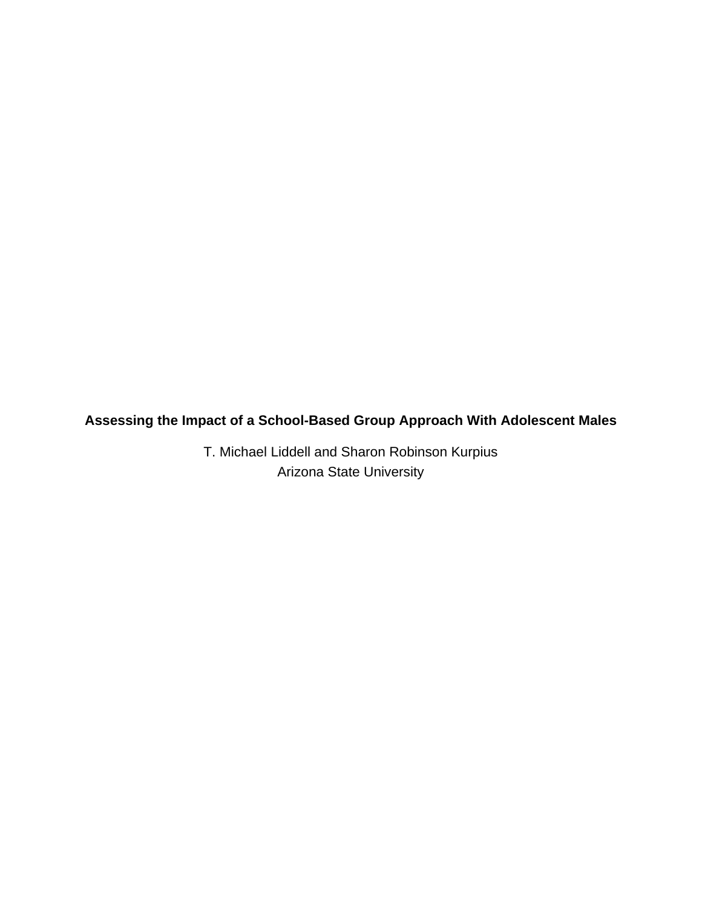# Assessing the Impact of a School-Based Group Approach With Adolescent Males

T. Michael Liddell and Sharon Robinson Kurpius
Arizona State University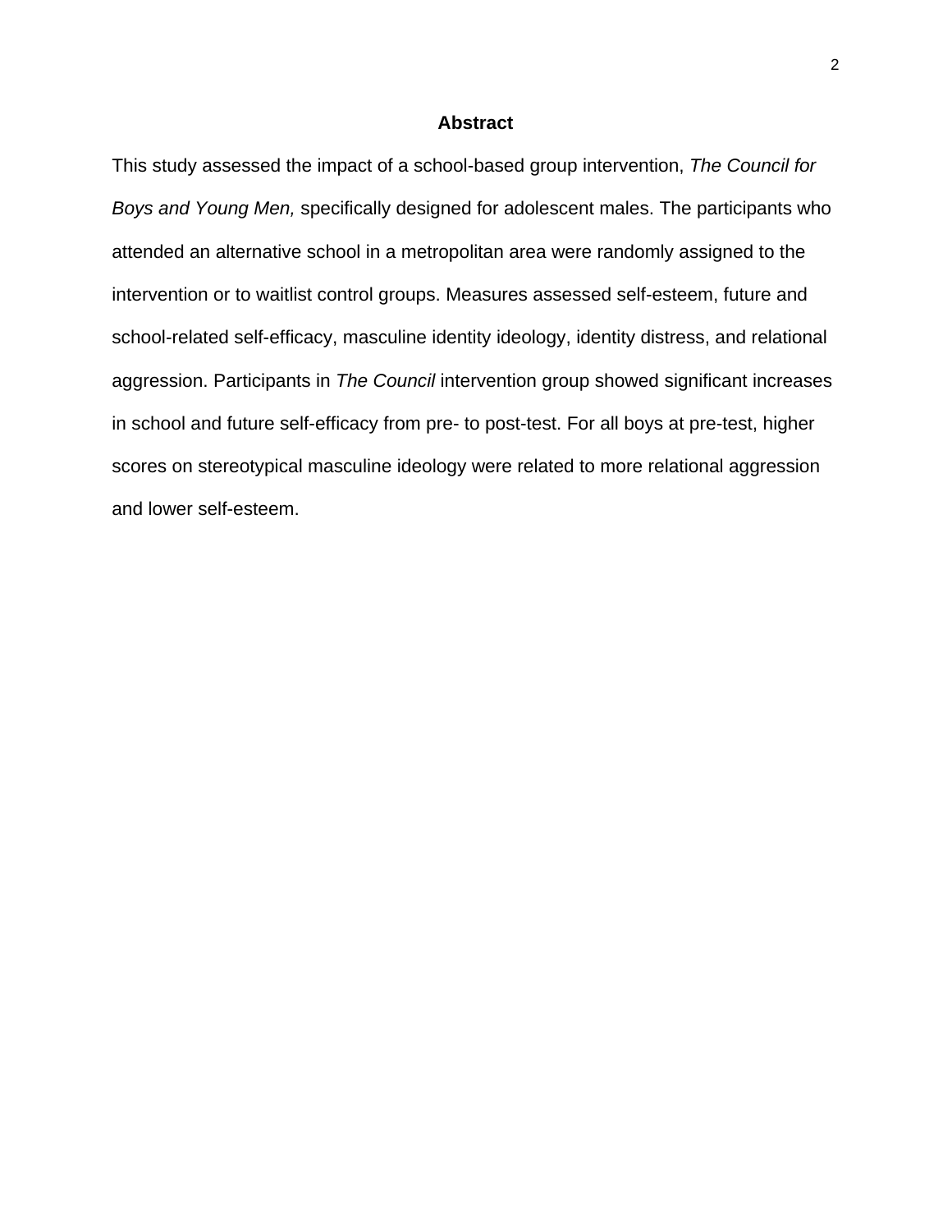# Abstract

This study assessed the impact of a school-based group intervention, *The Council for Boys and Young Men,* specifically designed for adolescent males. The participants who attended an alternative school in a metropolitan area were randomly assigned to the intervention or to waitlist control groups. Measures assessed self-esteem, future and school-related self-efficacy, masculine identity ideology, identity distress, and relational aggression. Participants in *The Council* intervention group showed significant increases in school and future self-efficacy from pre- to post-test. For all boys at pre-test, higher scores on stereotypical masculine ideology were related to more relational aggression and lower self-esteem.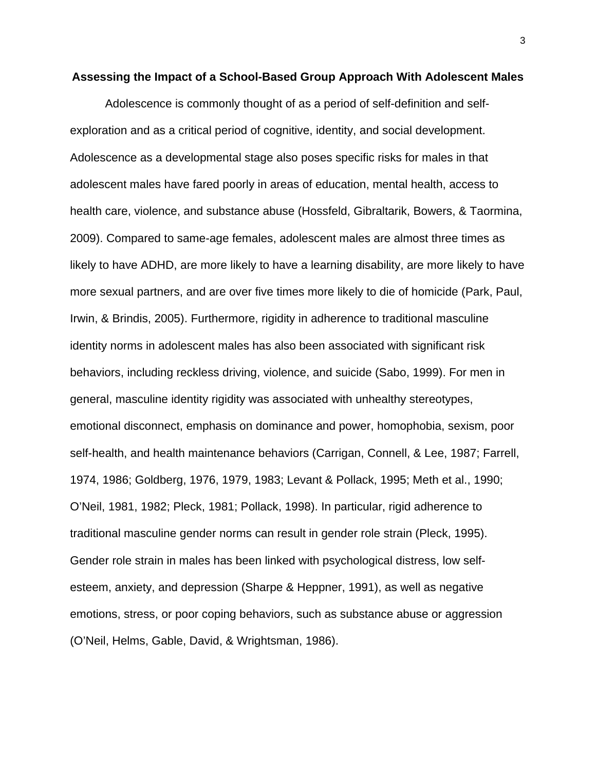# Assessing the Impact of a School-Based Group Approach With Adolescent Males

Adolescence is commonly thought of as a period of self-definition and self-exploration and as a critical period of cognitive, identity, and social development. Adolescence as a developmental stage also poses specific risks for males in that adolescent males have fared poorly in areas of education, mental health, access to health care, violence, and substance abuse (Hossfeld, Gibraltarik, Bowers, & Taormina, 2009). Compared to same-age females, adolescent males are almost three times as likely to have ADHD, are more likely to have a learning disability, are more likely to have more sexual partners, and are over five times more likely to die of homicide (Park, Paul, Irwin, & Brindis, 2005). Furthermore, rigidity in adherence to traditional masculine identity norms in adolescent males has also been associated with significant risk behaviors, including reckless driving, violence, and suicide (Sabo, 1999). For men in general, masculine identity rigidity was associated with unhealthy stereotypes, emotional disconnect, emphasis on dominance and power, homophobia, sexism, poor self-health, and health maintenance behaviors (Carrigan, Connell, & Lee, 1987; Farrell, 1974, 1986; Goldberg, 1976, 1979, 1983; Levant & Pollack, 1995; Meth et al., 1990; O'Neil, 1981, 1982; Pleck, 1981; Pollack, 1998). In particular, rigid adherence to traditional masculine gender norms can result in gender role strain (Pleck, 1995). Gender role strain in males has been linked with psychological distress, low self-esteem, anxiety, and depression (Sharpe & Heppner, 1991), as well as negative emotions, stress, or poor coping behaviors, such as substance abuse or aggression (O'Neil, Helms, Gable, David, & Wrightsman, 1986).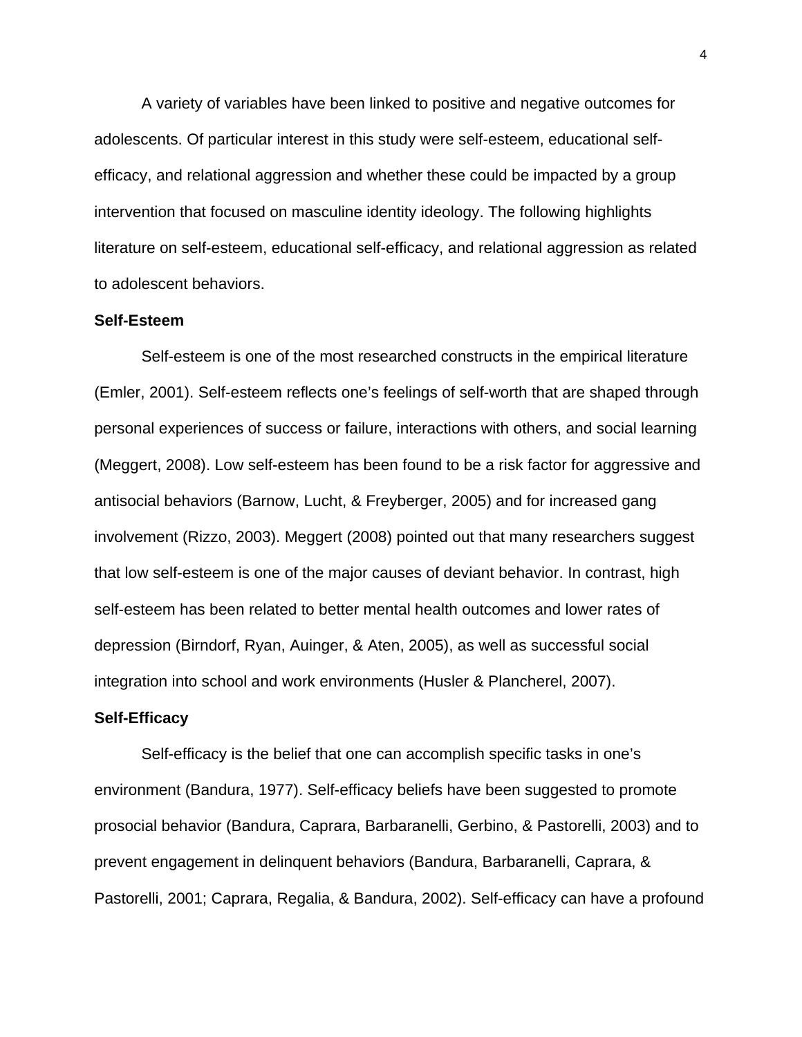A variety of variables have been linked to positive and negative outcomes for adolescents. Of particular interest in this study were self-esteem, educational self-efficacy, and relational aggression and whether these could be impacted by a group intervention that focused on masculine identity ideology. The following highlights literature on self-esteem, educational self-efficacy, and relational aggression as related to adolescent behaviors.

## Self-Esteem

Self-esteem is one of the most researched constructs in the empirical literature (Emler, 2001). Self-esteem reflects one's feelings of self-worth that are shaped through personal experiences of success or failure, interactions with others, and social learning (Meggert, 2008). Low self-esteem has been found to be a risk factor for aggressive and antisocial behaviors (Barnow, Lucht, & Freyberger, 2005) and for increased gang involvement (Rizzo, 2003). Meggert (2008) pointed out that many researchers suggest that low self-esteem is one of the major causes of deviant behavior. In contrast, high self-esteem has been related to better mental health outcomes and lower rates of depression (Birndorf, Ryan, Auinger, & Aten, 2005), as well as successful social integration into school and work environments (Husler & Plancherel, 2007).

## Self-Efficacy

Self-efficacy is the belief that one can accomplish specific tasks in one's environment (Bandura, 1977). Self-efficacy beliefs have been suggested to promote prosocial behavior (Bandura, Caprara, Barbaranelli, Gerbino, & Pastorelli, 2003) and to prevent engagement in delinquent behaviors (Bandura, Barbaranelli, Caprara, & Pastorelli, 2001; Caprara, Regalia, & Bandura, 2002). Self-efficacy can have a profound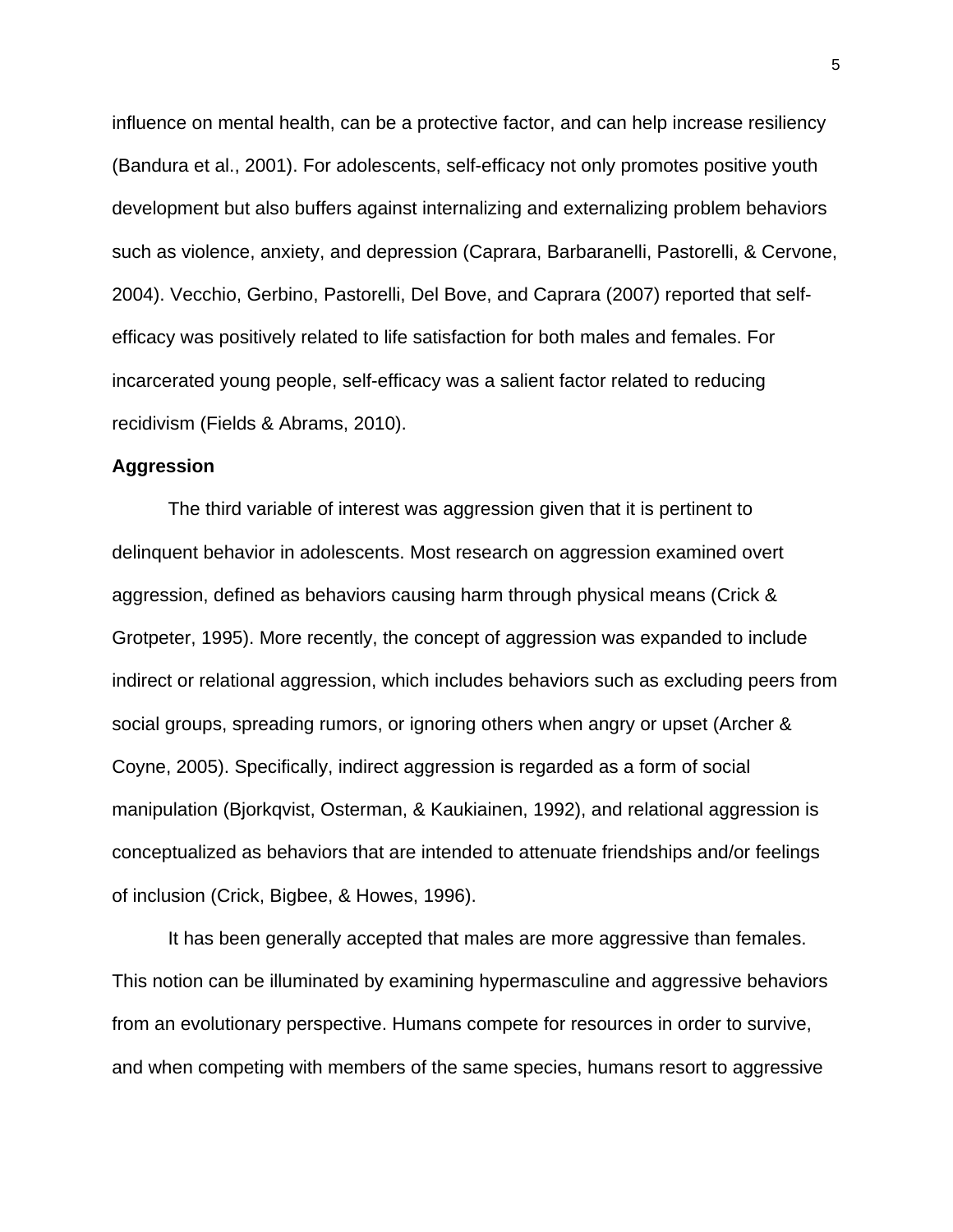influence on mental health, can be a protective factor, and can help increase resiliency (Bandura et al., 2001). For adolescents, self-efficacy not only promotes positive youth development but also buffers against internalizing and externalizing problem behaviors such as violence, anxiety, and depression (Caprara, Barbaranelli, Pastorelli, & Cervone, 2004). Vecchio, Gerbino, Pastorelli, Del Bove, and Caprara (2007) reported that self-efficacy was positively related to life satisfaction for both males and females. For incarcerated young people, self-efficacy was a salient factor related to reducing recidivism (Fields & Abrams, 2010).

**Aggression**

The third variable of interest was aggression given that it is pertinent to delinquent behavior in adolescents. Most research on aggression examined overt aggression, defined as behaviors causing harm through physical means (Crick & Grotpeter, 1995). More recently, the concept of aggression was expanded to include indirect or relational aggression, which includes behaviors such as excluding peers from social groups, spreading rumors, or ignoring others when angry or upset (Archer & Coyne, 2005). Specifically, indirect aggression is regarded as a form of social manipulation (Bjorkqvist, Osterman, & Kaukiainen, 1992), and relational aggression is conceptualized as behaviors that are intended to attenuate friendships and/or feelings of inclusion (Crick, Bigbee, & Howes, 1996).

It has been generally accepted that males are more aggressive than females. This notion can be illuminated by examining hypermasculine and aggressive behaviors from an evolutionary perspective. Humans compete for resources in order to survive, and when competing with members of the same species, humans resort to aggressive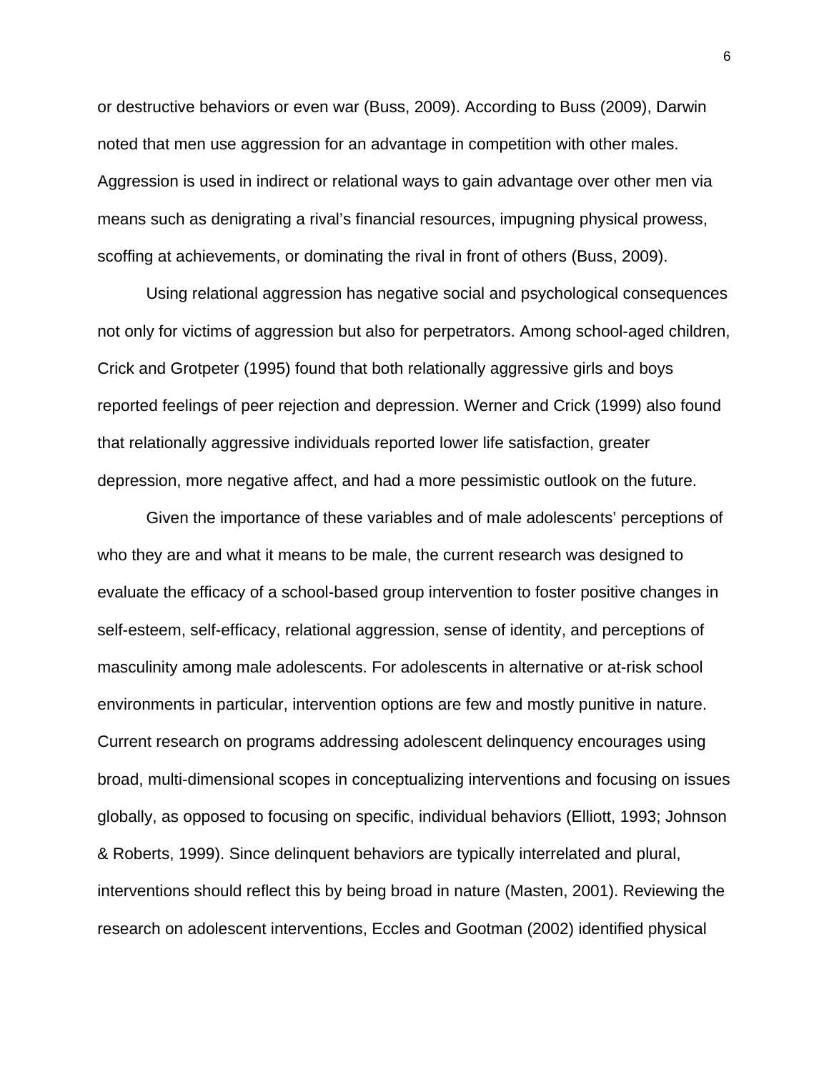or destructive behaviors or even war (Buss, 2009). According to Buss (2009), Darwin noted that men use aggression for an advantage in competition with other males. Aggression is used in indirect or relational ways to gain advantage over other men via means such as denigrating a rival's financial resources, impugning physical prowess, scoffing at achievements, or dominating the rival in front of others (Buss, 2009).

Using relational aggression has negative social and psychological consequences not only for victims of aggression but also for perpetrators. Among school-aged children, Crick and Grotpeter (1995) found that both relationally aggressive girls and boys reported feelings of peer rejection and depression. Werner and Crick (1999) also found that relationally aggressive individuals reported lower life satisfaction, greater depression, more negative affect, and had a more pessimistic outlook on the future.

Given the importance of these variables and of male adolescents' perceptions of who they are and what it means to be male, the current research was designed to evaluate the efficacy of a school-based group intervention to foster positive changes in self-esteem, self-efficacy, relational aggression, sense of identity, and perceptions of masculinity among male adolescents. For adolescents in alternative or at-risk school environments in particular, intervention options are few and mostly punitive in nature. Current research on programs addressing adolescent delinquency encourages using broad, multi-dimensional scopes in conceptualizing interventions and focusing on issues globally, as opposed to focusing on specific, individual behaviors (Elliott, 1993; Johnson & Roberts, 1999). Since delinquent behaviors are typically interrelated and plural, interventions should reflect this by being broad in nature (Masten, 2001). Reviewing the research on adolescent interventions, Eccles and Gootman (2002) identified physical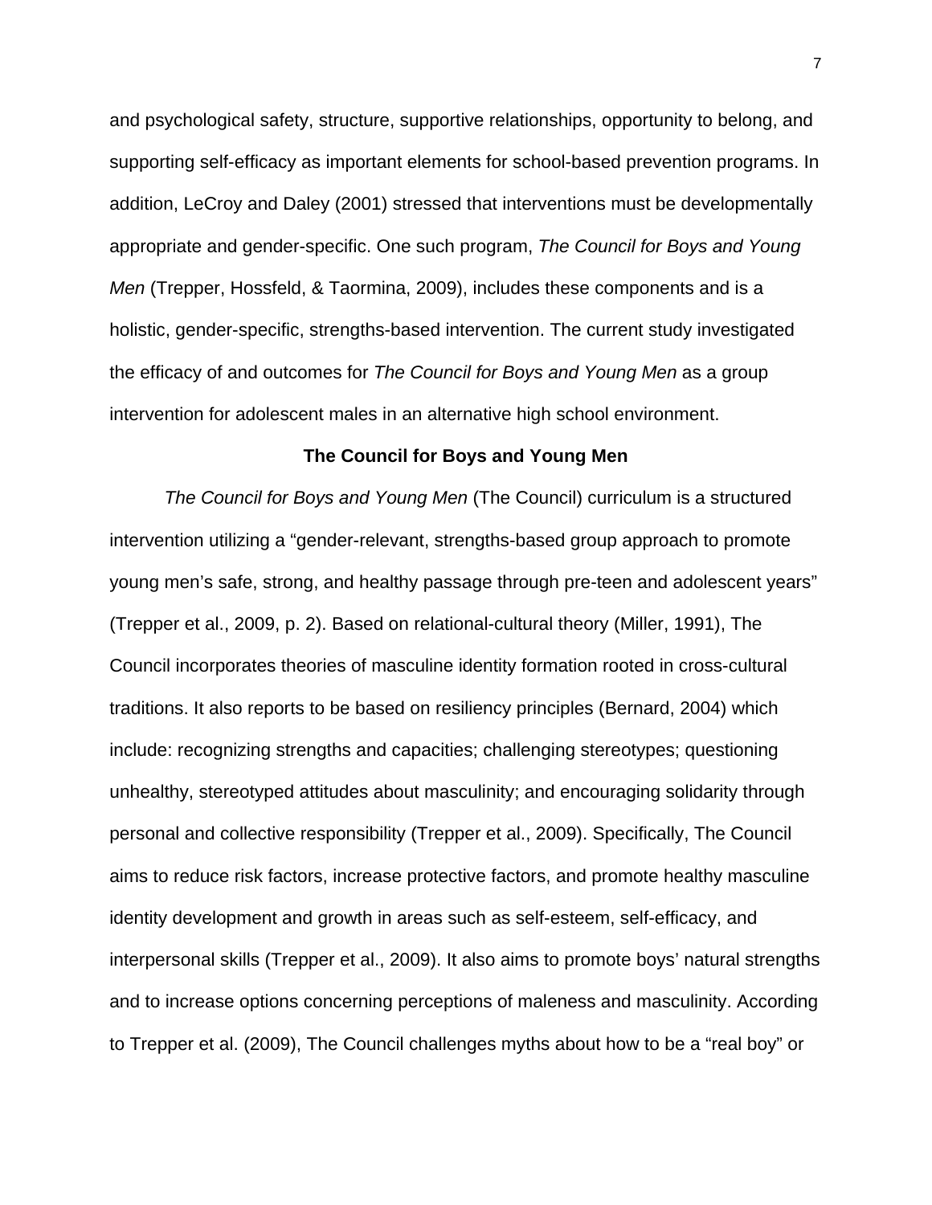and psychological safety, structure, supportive relationships, opportunity to belong, and supporting self-efficacy as important elements for school-based prevention programs. In addition, LeCroy and Daley (2001) stressed that interventions must be developmentally appropriate and gender-specific. One such program, *The Council for Boys and Young Men* (Trepper, Hossfeld, & Taormina, 2009), includes these components and is a holistic, gender-specific, strengths-based intervention. The current study investigated the efficacy of and outcomes for *The Council for Boys and Young Men* as a group intervention for adolescent males in an alternative high school environment.

## The Council for Boys and Young Men

*The Council for Boys and Young Men* (The Council) curriculum is a structured intervention utilizing a "gender-relevant, strengths-based group approach to promote young men's safe, strong, and healthy passage through pre-teen and adolescent years" (Trepper et al., 2009, p. 2). Based on relational-cultural theory (Miller, 1991), The Council incorporates theories of masculine identity formation rooted in cross-cultural traditions. It also reports to be based on resiliency principles (Bernard, 2004) which include: recognizing strengths and capacities; challenging stereotypes; questioning unhealthy, stereotyped attitudes about masculinity; and encouraging solidarity through personal and collective responsibility (Trepper et al., 2009). Specifically, The Council aims to reduce risk factors, increase protective factors, and promote healthy masculine identity development and growth in areas such as self-esteem, self-efficacy, and interpersonal skills (Trepper et al., 2009). It also aims to promote boys' natural strengths and to increase options concerning perceptions of maleness and masculinity. According to Trepper et al. (2009), The Council challenges myths about how to be a "real boy" or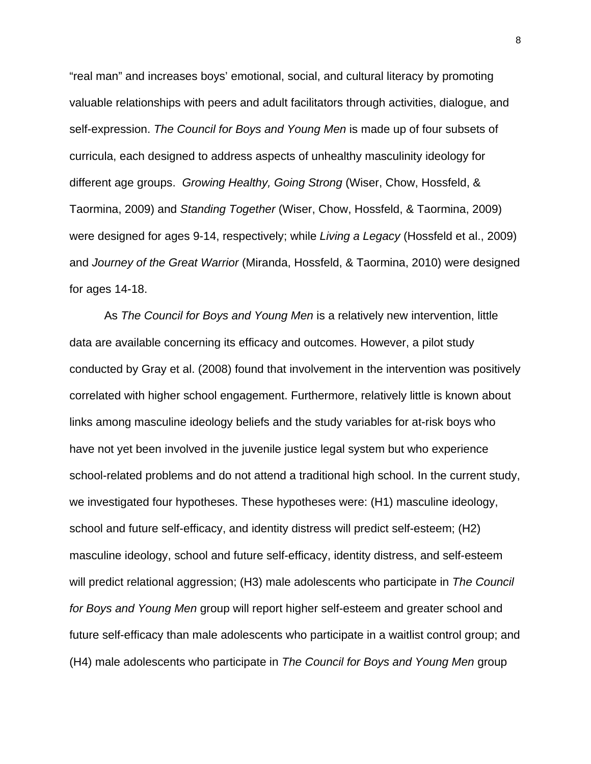"real man" and increases boys' emotional, social, and cultural literacy by promoting valuable relationships with peers and adult facilitators through activities, dialogue, and self-expression. *The Council for Boys and Young Men* is made up of four subsets of curricula, each designed to address aspects of unhealthy masculinity ideology for different age groups. *Growing Healthy, Going Strong* (Wiser, Chow, Hossfeld, & Taormina, 2009) and *Standing Together* (Wiser, Chow, Hossfeld, & Taormina, 2009) were designed for ages 9-14, respectively; while *Living a Legacy* (Hossfeld et al., 2009) and *Journey of the Great Warrior* (Miranda, Hossfeld, & Taormina, 2010) were designed for ages 14-18.

As *The Council for Boys and Young Men* is a relatively new intervention, little data are available concerning its efficacy and outcomes. However, a pilot study conducted by Gray et al. (2008) found that involvement in the intervention was positively correlated with higher school engagement. Furthermore, relatively little is known about links among masculine ideology beliefs and the study variables for at-risk boys who have not yet been involved in the juvenile justice legal system but who experience school-related problems and do not attend a traditional high school. In the current study, we investigated four hypotheses. These hypotheses were: (H1) masculine ideology, school and future self-efficacy, and identity distress will predict self-esteem; (H2) masculine ideology, school and future self-efficacy, identity distress, and self-esteem will predict relational aggression; (H3) male adolescents who participate in *The Council for Boys and Young Men* group will report higher self-esteem and greater school and future self-efficacy than male adolescents who participate in a waitlist control group; and (H4) male adolescents who participate in *The Council for Boys and Young Men* group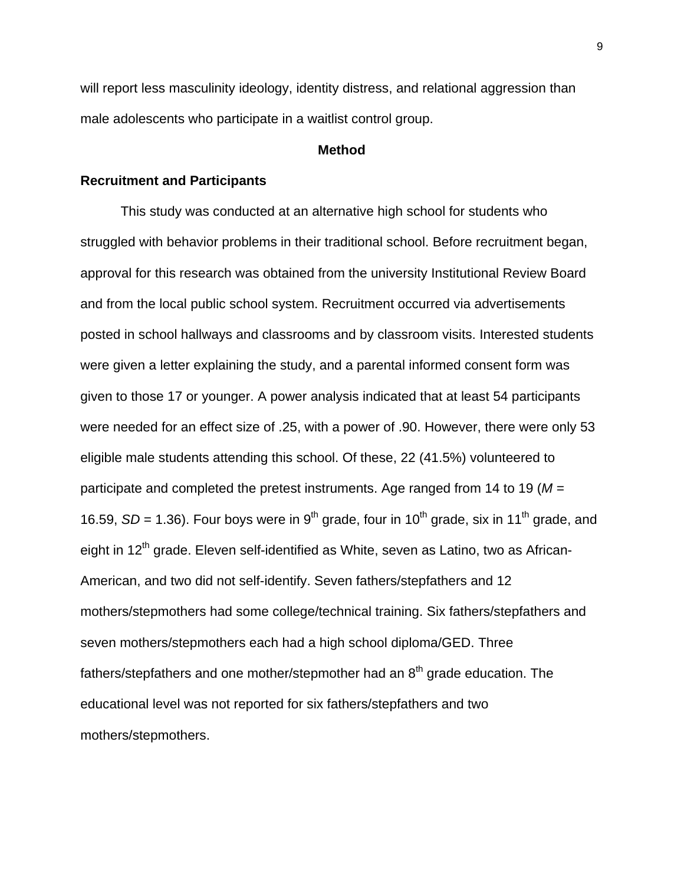will report less masculinity ideology, identity distress, and relational aggression than male adolescents who participate in a waitlist control group.

## Method

### Recruitment and Participants

This study was conducted at an alternative high school for students who struggled with behavior problems in their traditional school. Before recruitment began, approval for this research was obtained from the university Institutional Review Board and from the local public school system. Recruitment occurred via advertisements posted in school hallways and classrooms and by classroom visits. Interested students were given a letter explaining the study, and a parental informed consent form was given to those 17 or younger. A power analysis indicated that at least 54 participants were needed for an effect size of .25, with a power of .90. However, there were only 53 eligible male students attending this school. Of these, 22 (41.5%) volunteered to participate and completed the pretest instruments. Age ranged from 14 to 19 ($M$ = 16.59, $SD$ = 1.36). Four boys were in $9^{th}$ grade, four in $10^{th}$ grade, six in $11^{th}$ grade, and eight in $12^{th}$ grade. Eleven self-identified as White, seven as Latino, two as African-American, and two did not self-identify. Seven fathers/stepfathers and 12 mothers/stepmothers had some college/technical training. Six fathers/stepfathers and seven mothers/stepmothers each had a high school diploma/GED. Three fathers/stepfathers and one mother/stepmother had an $8^{th}$ grade education. The educational level was not reported for six fathers/stepfathers and two mothers/stepmothers.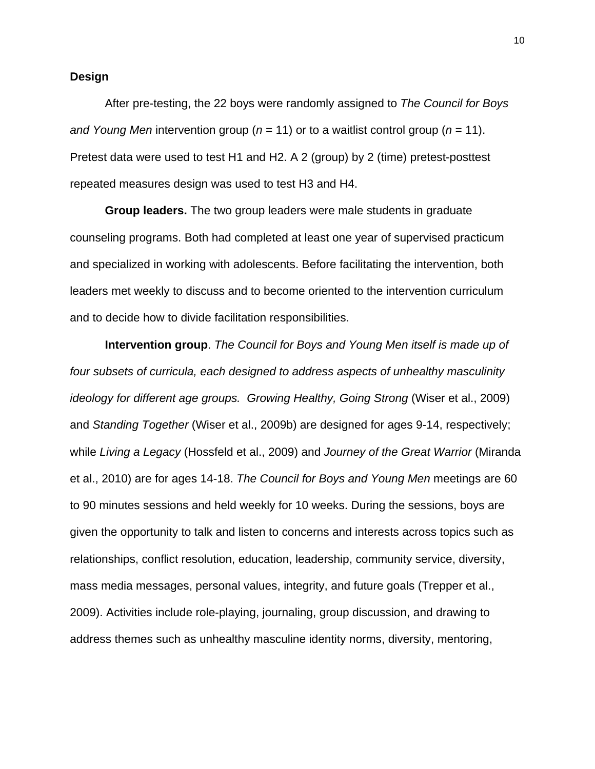**Design**

After pre-testing, the 22 boys were randomly assigned to *The Council for Boys and Young Men* intervention group ($n$ = 11) or to a waitlist control group ($n$ = 11). Pretest data were used to test H1 and H2. A 2 (group) by 2 (time) pretest-posttest repeated measures design was used to test H3 and H4.

**Group leaders.** The two group leaders were male students in graduate counseling programs. Both had completed at least one year of supervised practicum and specialized in working with adolescents. Before facilitating the intervention, both leaders met weekly to discuss and to become oriented to the intervention curriculum and to decide how to divide facilitation responsibilities.

**Intervention group**. *The Council for Boys and Young Men itself is made up of four subsets of curricula, each designed to address aspects of unhealthy masculinity ideology for different age groups. Growing Healthy, Going Strong* (Wiser et al., 2009) and *Standing Together* (Wiser et al., 2009b) are designed for ages 9-14, respectively; while *Living a Legacy* (Hossfeld et al., 2009) and *Journey of the Great Warrior* (Miranda et al., 2010) are for ages 14-18. *The Council for Boys and Young Men* meetings are 60 to 90 minutes sessions and held weekly for 10 weeks. During the sessions, boys are given the opportunity to talk and listen to concerns and interests across topics such as relationships, conflict resolution, education, leadership, community service, diversity, mass media messages, personal values, integrity, and future goals (Trepper et al., 2009). Activities include role-playing, journaling, group discussion, and drawing to address themes such as unhealthy masculine identity norms, diversity, mentoring,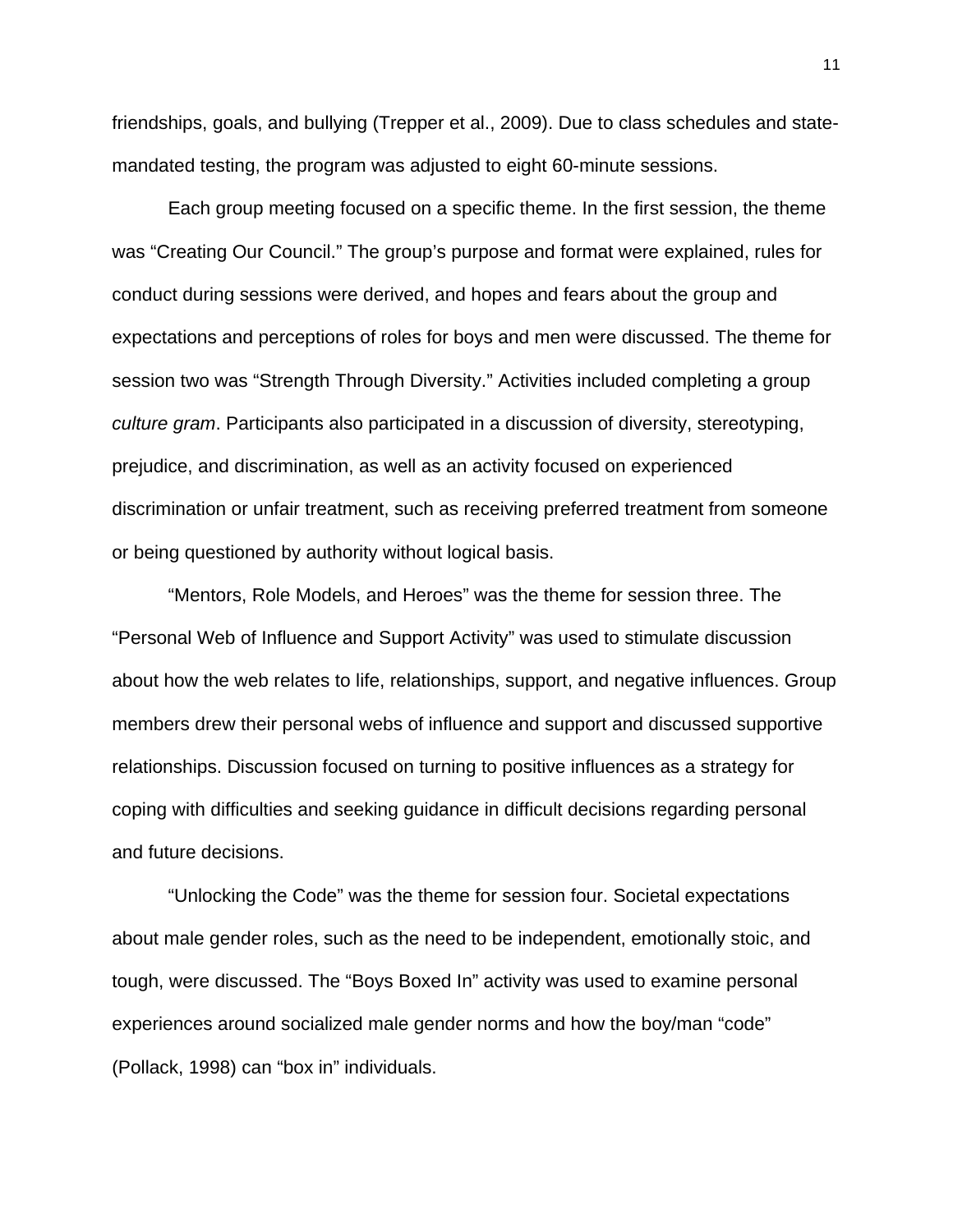friendships, goals, and bullying (Trepper et al., 2009). Due to class schedules and state-mandated testing, the program was adjusted to eight 60-minute sessions.

Each group meeting focused on a specific theme. In the first session, the theme was “Creating Our Council.” The group’s purpose and format were explained, rules for conduct during sessions were derived, and hopes and fears about the group and expectations and perceptions of roles for boys and men were discussed. The theme for session two was “Strength Through Diversity.” Activities included completing a group *culture gram*. Participants also participated in a discussion of diversity, stereotyping, prejudice, and discrimination, as well as an activity focused on experienced discrimination or unfair treatment, such as receiving preferred treatment from someone or being questioned by authority without logical basis.

“Mentors, Role Models, and Heroes” was the theme for session three. The “Personal Web of Influence and Support Activity” was used to stimulate discussion about how the web relates to life, relationships, support, and negative influences. Group members drew their personal webs of influence and support and discussed supportive relationships. Discussion focused on turning to positive influences as a strategy for coping with difficulties and seeking guidance in difficult decisions regarding personal and future decisions.

“Unlocking the Code” was the theme for session four. Societal expectations about male gender roles, such as the need to be independent, emotionally stoic, and tough, were discussed. The “Boys Boxed In” activity was used to examine personal experiences around socialized male gender norms and how the boy/man “code” (Pollack, 1998) can “box in” individuals.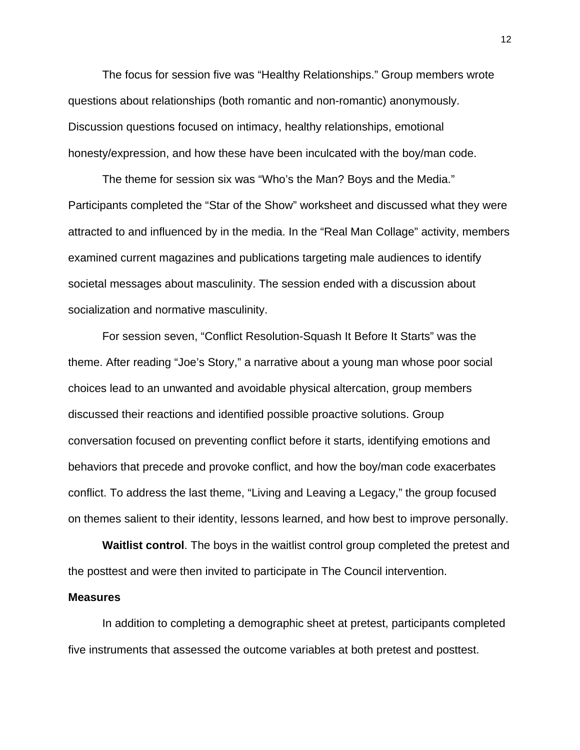The focus for session five was “Healthy Relationships.” Group members wrote questions about relationships (both romantic and non-romantic) anonymously. Discussion questions focused on intimacy, healthy relationships, emotional honesty/expression, and how these have been inculcated with the boy/man code.

The theme for session six was “Who’s the Man? Boys and the Media.” Participants completed the “Star of the Show” worksheet and discussed what they were attracted to and influenced by in the media. In the “Real Man Collage” activity, members examined current magazines and publications targeting male audiences to identify societal messages about masculinity. The session ended with a discussion about socialization and normative masculinity.

For session seven, “Conflict Resolution-Squash It Before It Starts” was the theme. After reading “Joe’s Story,” a narrative about a young man whose poor social choices lead to an unwanted and avoidable physical altercation, group members discussed their reactions and identified possible proactive solutions. Group conversation focused on preventing conflict before it starts, identifying emotions and behaviors that precede and provoke conflict, and how the boy/man code exacerbates conflict. To address the last theme, “Living and Leaving a Legacy,” the group focused on themes salient to their identity, lessons learned, and how best to improve personally.

**Waitlist control**. The boys in the waitlist control group completed the pretest and the posttest and were then invited to participate in The Council intervention.

### Measures

In addition to completing a demographic sheet at pretest, participants completed five instruments that assessed the outcome variables at both pretest and posttest.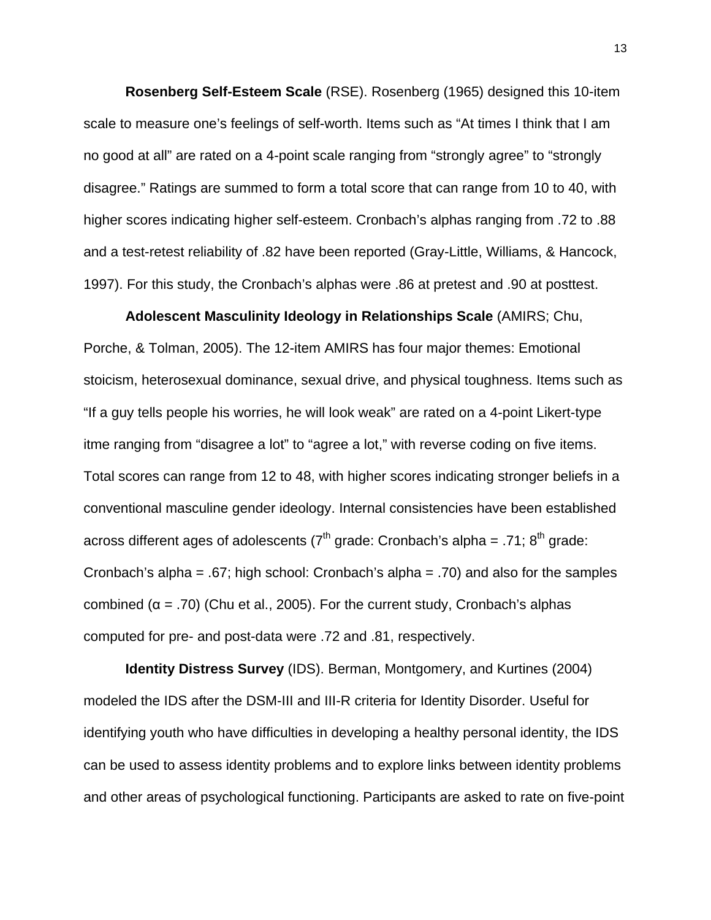**Rosenberg Self-Esteem Scale** (RSE). Rosenberg (1965) designed this 10-item scale to measure one's feelings of self-worth. Items such as "At times I think that I am no good at all" are rated on a 4-point scale ranging from "strongly agree" to "strongly disagree." Ratings are summed to form a total score that can range from 10 to 40, with higher scores indicating higher self-esteem. Cronbach's alphas ranging from .72 to .88 and a test-retest reliability of .82 have been reported (Gray-Little, Williams, & Hancock, 1997). For this study, the Cronbach's alphas were .86 at pretest and .90 at posttest.

**Adolescent Masculinity Ideology in Relationships Scale** (AMIRS; Chu, Porche, & Tolman, 2005). The 12-item AMIRS has four major themes: Emotional stoicism, heterosexual dominance, sexual drive, and physical toughness. Items such as "If a guy tells people his worries, he will look weak" are rated on a 4-point Likert-type itme ranging from "disagree a lot" to "agree a lot," with reverse coding on five items. Total scores can range from 12 to 48, with higher scores indicating stronger beliefs in a conventional masculine gender ideology. Internal consistencies have been established across different ages of adolescents (7th grade: Cronbach's alpha = .71; 8th grade: Cronbach's alpha = .67; high school: Cronbach's alpha = .70) and also for the samples combined ($\alpha = .70$) (Chu et al., 2005). For the current study, Cronbach's alphas computed for pre- and post-data were .72 and .81, respectively.

**Identity Distress Survey** (IDS). Berman, Montgomery, and Kurtines (2004) modeled the IDS after the DSM-III and III-R criteria for Identity Disorder. Useful for identifying youth who have difficulties in developing a healthy personal identity, the IDS can be used to assess identity problems and to explore links between identity problems and other areas of psychological functioning. Participants are asked to rate on five-point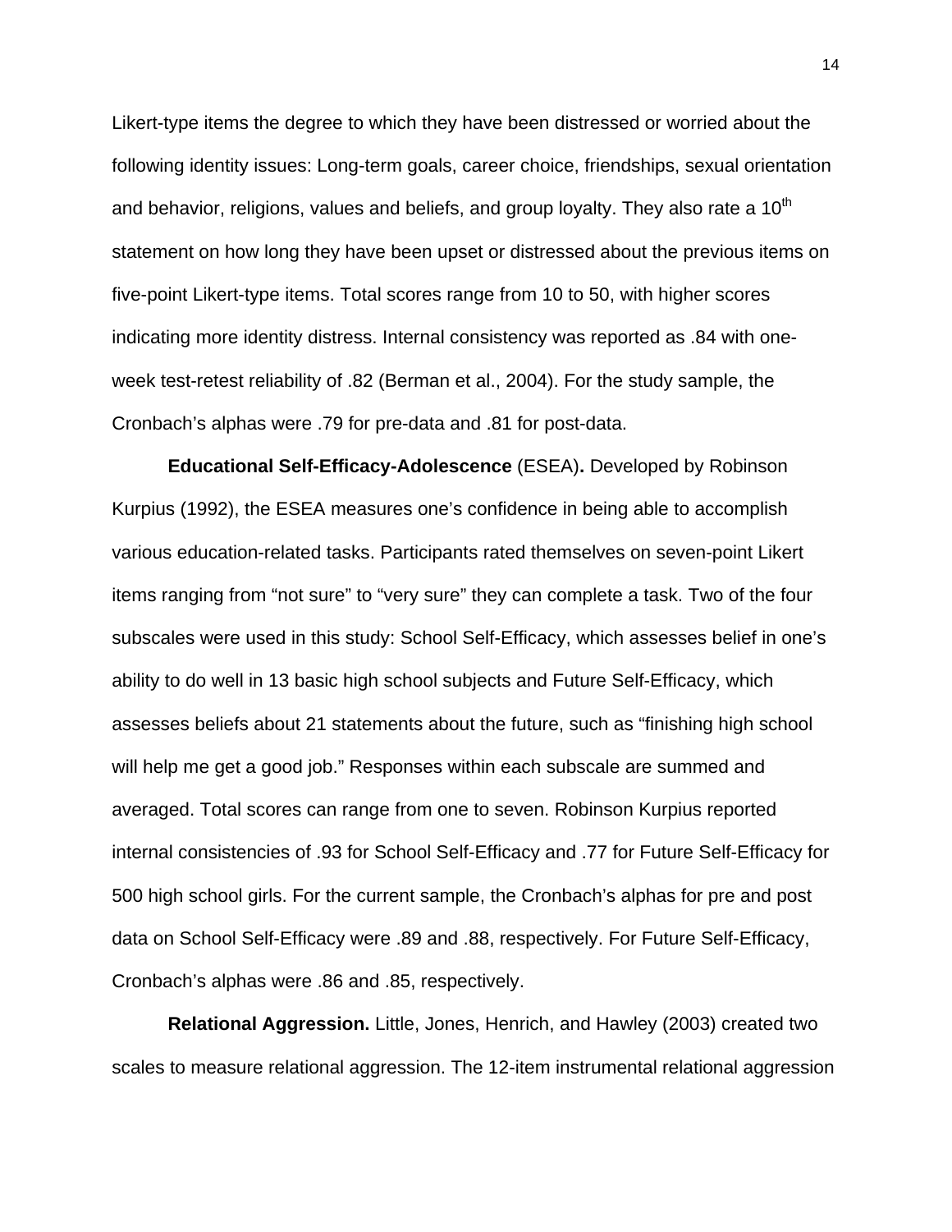Likert-type items the degree to which they have been distressed or worried about the following identity issues: Long-term goals, career choice, friendships, sexual orientation and behavior, religions, values and beliefs, and group loyalty. They also rate a $10^{th}$ statement on how long they have been upset or distressed about the previous items on five-point Likert-type items. Total scores range from 10 to 50, with higher scores indicating more identity distress. Internal consistency was reported as .84 with one-week test-retest reliability of .82 (Berman et al., 2004). For the study sample, the Cronbach's alphas were .79 for pre-data and .81 for post-data.

**Educational Self-Efficacy-Adolescence** (ESEA)**.** Developed by Robinson Kurpius (1992), the ESEA measures one's confidence in being able to accomplish various education-related tasks. Participants rated themselves on seven-point Likert items ranging from "not sure" to "very sure" they can complete a task. Two of the four subscales were used in this study: School Self-Efficacy, which assesses belief in one's ability to do well in 13 basic high school subjects and Future Self-Efficacy, which assesses beliefs about 21 statements about the future, such as "finishing high school will help me get a good job." Responses within each subscale are summed and averaged. Total scores can range from one to seven. Robinson Kurpius reported internal consistencies of .93 for School Self-Efficacy and .77 for Future Self-Efficacy for 500 high school girls. For the current sample, the Cronbach's alphas for pre and post data on School Self-Efficacy were .89 and .88, respectively. For Future Self-Efficacy, Cronbach's alphas were .86 and .85, respectively.

**Relational Aggression.** Little, Jones, Henrich, and Hawley (2003) created two scales to measure relational aggression. The 12-item instrumental relational aggression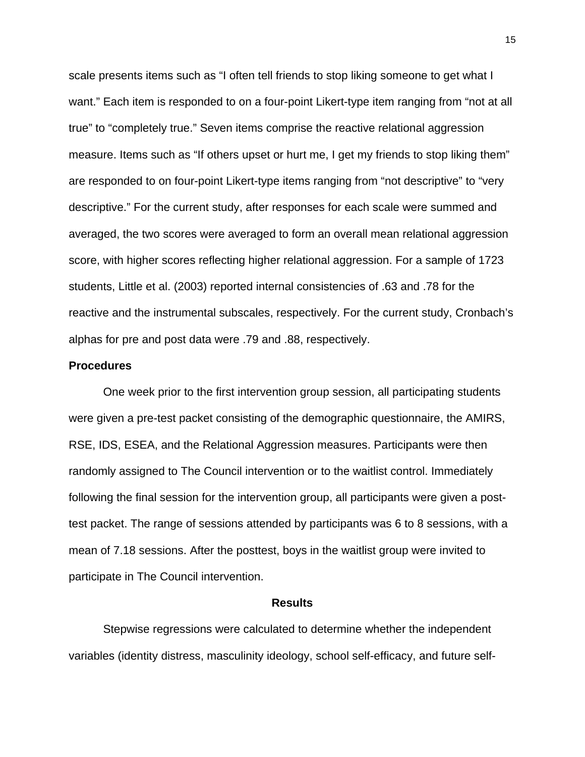scale presents items such as "I often tell friends to stop liking someone to get what I want." Each item is responded to on a four-point Likert-type item ranging from "not at all true" to "completely true." Seven items comprise the reactive relational aggression measure. Items such as "If others upset or hurt me, I get my friends to stop liking them" are responded to on four-point Likert-type items ranging from "not descriptive" to "very descriptive." For the current study, after responses for each scale were summed and averaged, the two scores were averaged to form an overall mean relational aggression score, with higher scores reflecting higher relational aggression. For a sample of 1723 students, Little et al. (2003) reported internal consistencies of .63 and .78 for the reactive and the instrumental subscales, respectively. For the current study, Cronbach's alphas for pre and post data were .79 and .88, respectively.

**Procedures**

One week prior to the first intervention group session, all participating students were given a pre-test packet consisting of the demographic questionnaire, the AMIRS, RSE, IDS, ESEA, and the Relational Aggression measures. Participants were then randomly assigned to The Council intervention or to the waitlist control. Immediately following the final session for the intervention group, all participants were given a post-test packet. The range of sessions attended by participants was 6 to 8 sessions, with a mean of 7.18 sessions. After the posttest, boys in the waitlist group were invited to participate in The Council intervention.

## Results

Stepwise regressions were calculated to determine whether the independent variables (identity distress, masculinity ideology, school self-efficacy, and future self-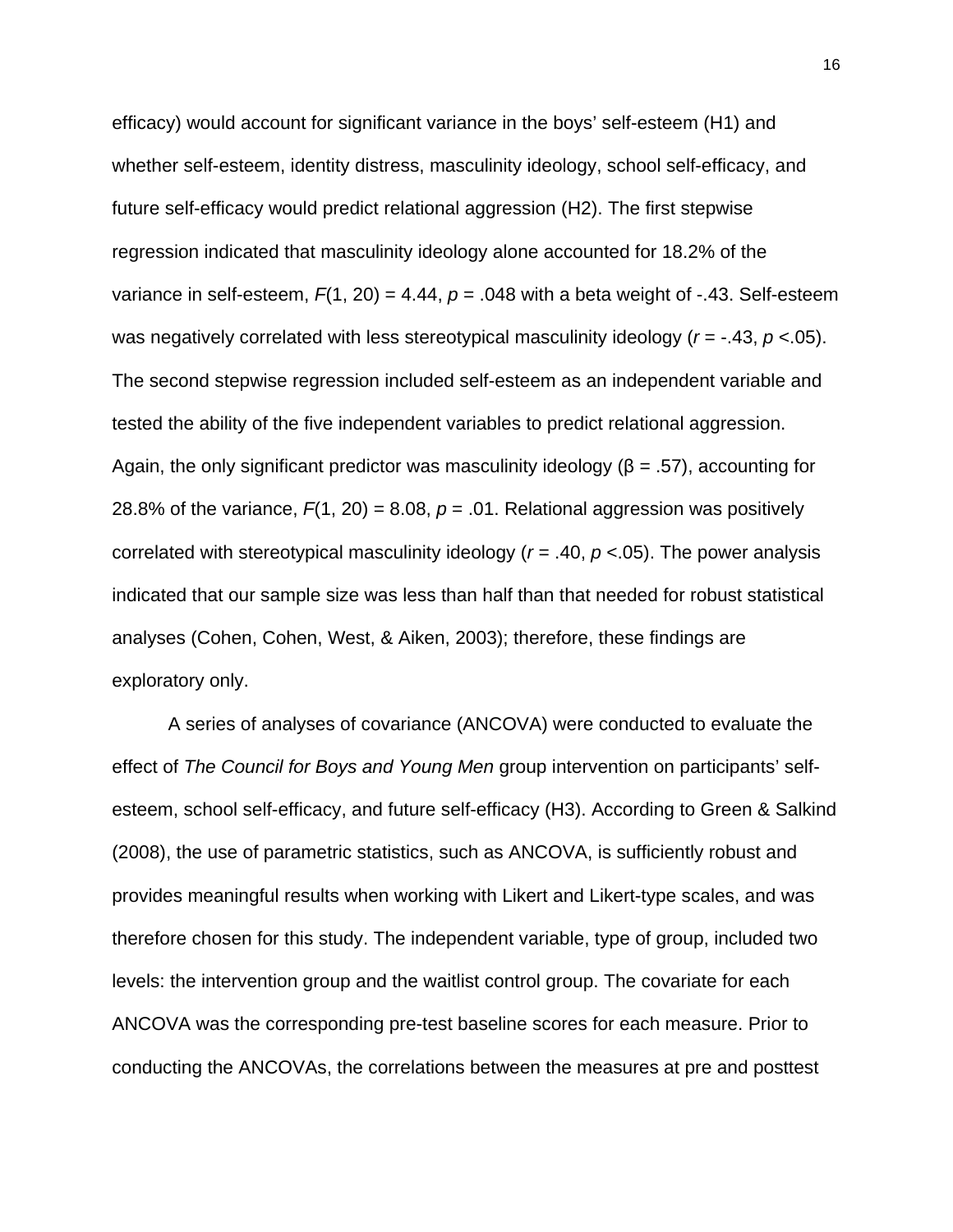efficacy) would account for significant variance in the boys' self-esteem (H1) and whether self-esteem, identity distress, masculinity ideology, school self-efficacy, and future self-efficacy would predict relational aggression (H2). The first stepwise regression indicated that masculinity ideology alone accounted for 18.2% of the variance in self-esteem, $F(1, 20) = 4.44$, $p = .048$ with a beta weight of -.43. Self-esteem was negatively correlated with less stereotypical masculinity ideology ($r = -.43$, $p < .05$). The second stepwise regression included self-esteem as an independent variable and tested the ability of the five independent variables to predict relational aggression. Again, the only significant predictor was masculinity ideology ($\beta = .57$), accounting for 28.8% of the variance, $F(1, 20) = 8.08$, $p = .01$. Relational aggression was positively correlated with stereotypical masculinity ideology ($r = .40$, $p < .05$). The power analysis indicated that our sample size was less than half than that needed for robust statistical analyses (Cohen, Cohen, West, & Aiken, 2003); therefore, these findings are exploratory only.

A series of analyses of covariance (ANCOVA) were conducted to evaluate the effect of *The Council for Boys and Young Men* group intervention on participants' self-esteem, school self-efficacy, and future self-efficacy (H3). According to Green & Salkind (2008), the use of parametric statistics, such as ANCOVA, is sufficiently robust and provides meaningful results when working with Likert and Likert-type scales, and was therefore chosen for this study. The independent variable, type of group, included two levels: the intervention group and the waitlist control group. The covariate for each ANCOVA was the corresponding pre-test baseline scores for each measure. Prior to conducting the ANCOVAs, the correlations between the measures at pre and posttest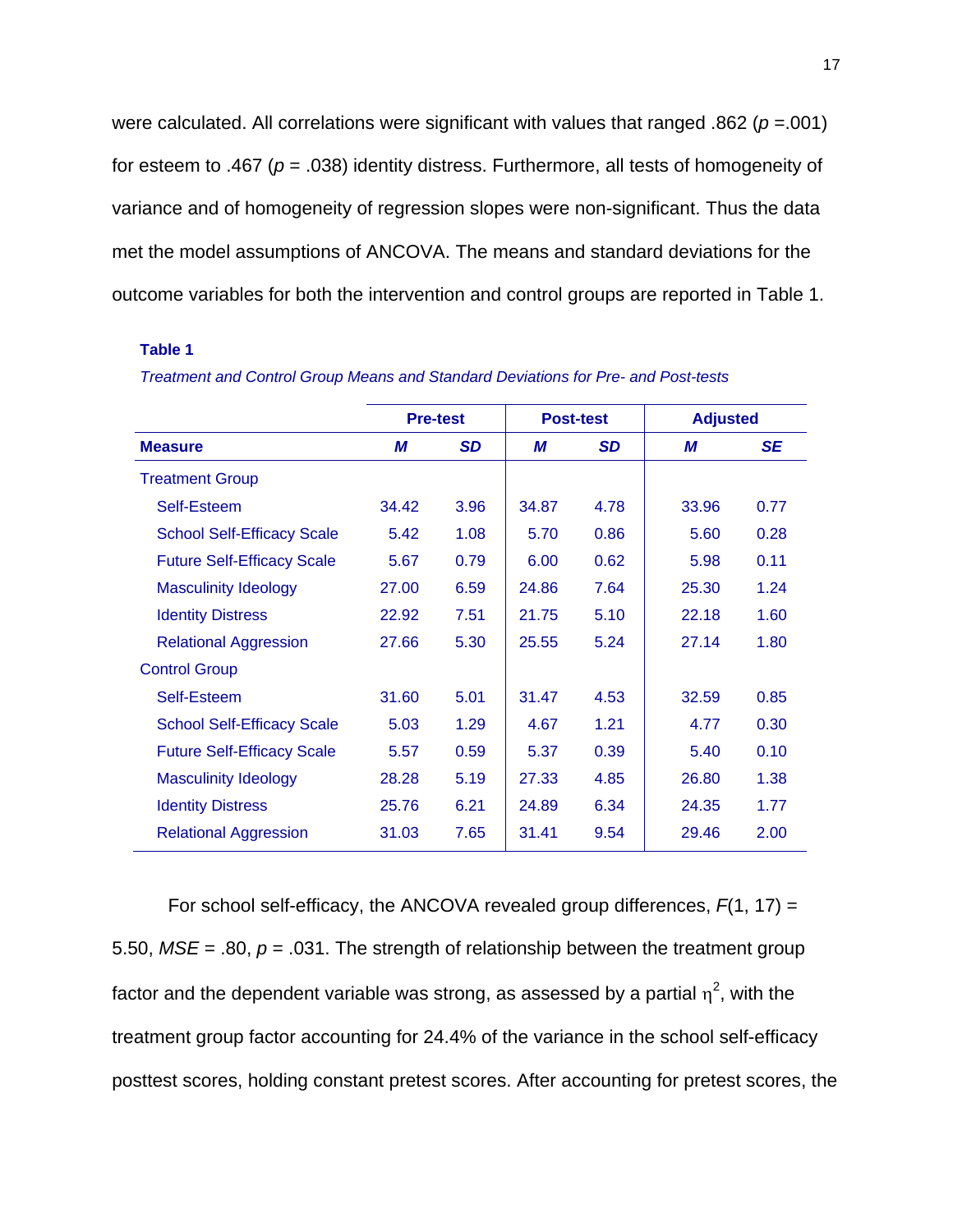were calculated. All correlations were significant with values that ranged .862 ($p$ =.001) for esteem to .467 ($p$ = .038) identity distress. Furthermore, all tests of homogeneity of variance and of homogeneity of regression slopes were non-significant. Thus the data met the model assumptions of ANCOVA. The means and standard deviations for the outcome variables for both the intervention and control groups are reported in Table 1.

**Table 1**

*Treatment and Control Group Means and Standard Deviations for Pre- and Post-tests*

| | Pre-test | | Post-test | | Adjusted | |
|---|---|---|---|---|---|---|
| **Measure** | ***M*** | ***SD*** | ***M*** | ***SD*** | ***M*** | ***SE*** |
| Treatment Group | | | | | | |
| Self-Esteem | 34.42 | 3.96 | 34.87 | 4.78 | 33.96 | 0.77 |
| School Self-Efficacy Scale | 5.42 | 1.08 | 5.70 | 0.86 | 5.60 | 0.28 |
| Future Self-Efficacy Scale | 5.67 | 0.79 | 6.00 | 0.62 | 5.98 | 0.11 |
| Masculinity Ideology | 27.00 | 6.59 | 24.86 | 7.64 | 25.30 | 1.24 |
| Identity Distress | 22.92 | 7.51 | 21.75 | 5.10 | 22.18 | 1.60 |
| Relational Aggression | 27.66 | 5.30 | 25.55 | 5.24 | 27.14 | 1.80 |
| Control Group | | | | | | |
| Self-Esteem | 31.60 | 5.01 | 31.47 | 4.53 | 32.59 | 0.85 |
| School Self-Efficacy Scale | 5.03 | 1.29 | 4.67 | 1.21 | 4.77 | 0.30 |
| Future Self-Efficacy Scale | 5.57 | 0.59 | 5.37 | 0.39 | 5.40 | 0.10 |
| Masculinity Ideology | 28.28 | 5.19 | 27.33 | 4.85 | 26.80 | 1.38 |
| Identity Distress | 25.76 | 6.21 | 24.89 | 6.34 | 24.35 | 1.77 |
| Relational Aggression | 31.03 | 7.65 | 31.41 | 9.54 | 29.46 | 2.00 |

For school self-efficacy, the ANCOVA revealed group differences, $F(1, 17)$ = 5.50, $MSE$ = .80, $p$ = .031. The strength of relationship between the treatment group factor and the dependent variable was strong, as assessed by a partial $\eta^2$, with the treatment group factor accounting for 24.4% of the variance in the school self-efficacy posttest scores, holding constant pretest scores. After accounting for pretest scores, the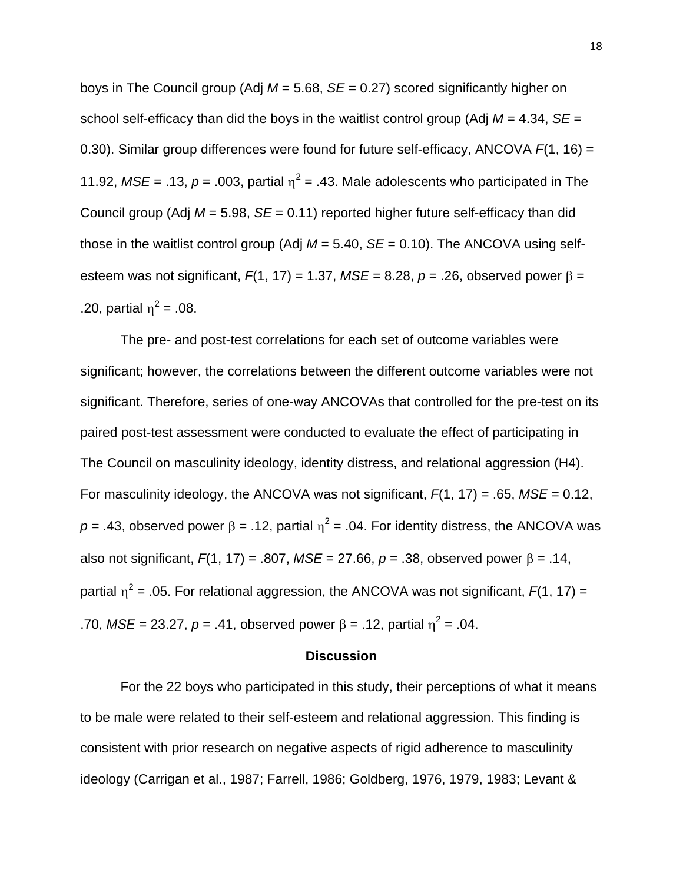boys in The Council group (Adj $M$ = 5.68, $SE$ = 0.27) scored significantly higher on school self-efficacy than did the boys in the waitlist control group (Adj $M$ = 4.34, $SE$ = 0.30). Similar group differences were found for future self-efficacy, ANCOVA $F(1, 16) = 11.92$, $MSE = .13$, $p = .003$, partial $\eta^2 = .43$. Male adolescents who participated in The Council group (Adj $M$ = 5.98, $SE$ = 0.11) reported higher future self-efficacy than did those in the waitlist control group (Adj $M$ = 5.40, $SE$ = 0.10). The ANCOVA using self-esteem was not significant, $F(1, 17) = 1.37$, $MSE = 8.28$, $p = .26$, observed power $\beta = .20$, partial $\eta^2 = .08$.

The pre- and post-test correlations for each set of outcome variables were significant; however, the correlations between the different outcome variables were not significant. Therefore, series of one-way ANCOVAs that controlled for the pre-test on its paired post-test assessment were conducted to evaluate the effect of participating in The Council on masculinity ideology, identity distress, and relational aggression (H4). For masculinity ideology, the ANCOVA was not significant, $F(1, 17) = .65$, $MSE = 0.12$, $p = .43$, observed power $\beta = .12$, partial $\eta^2 = .04$. For identity distress, the ANCOVA was also not significant, $F(1, 17) = .807$, $MSE = 27.66$, $p = .38$, observed power $\beta = .14$, partial $\eta^2 = .05$. For relational aggression, the ANCOVA was not significant, $F(1, 17) = .70$, $MSE = 23.27$, $p = .41$, observed power $\beta = .12$, partial $\eta^2 = .04$.

## Discussion

For the 22 boys who participated in this study, their perceptions of what it means to be male were related to their self-esteem and relational aggression. This finding is consistent with prior research on negative aspects of rigid adherence to masculinity ideology (Carrigan et al., 1987; Farrell, 1986; Goldberg, 1976, 1979, 1983; Levant &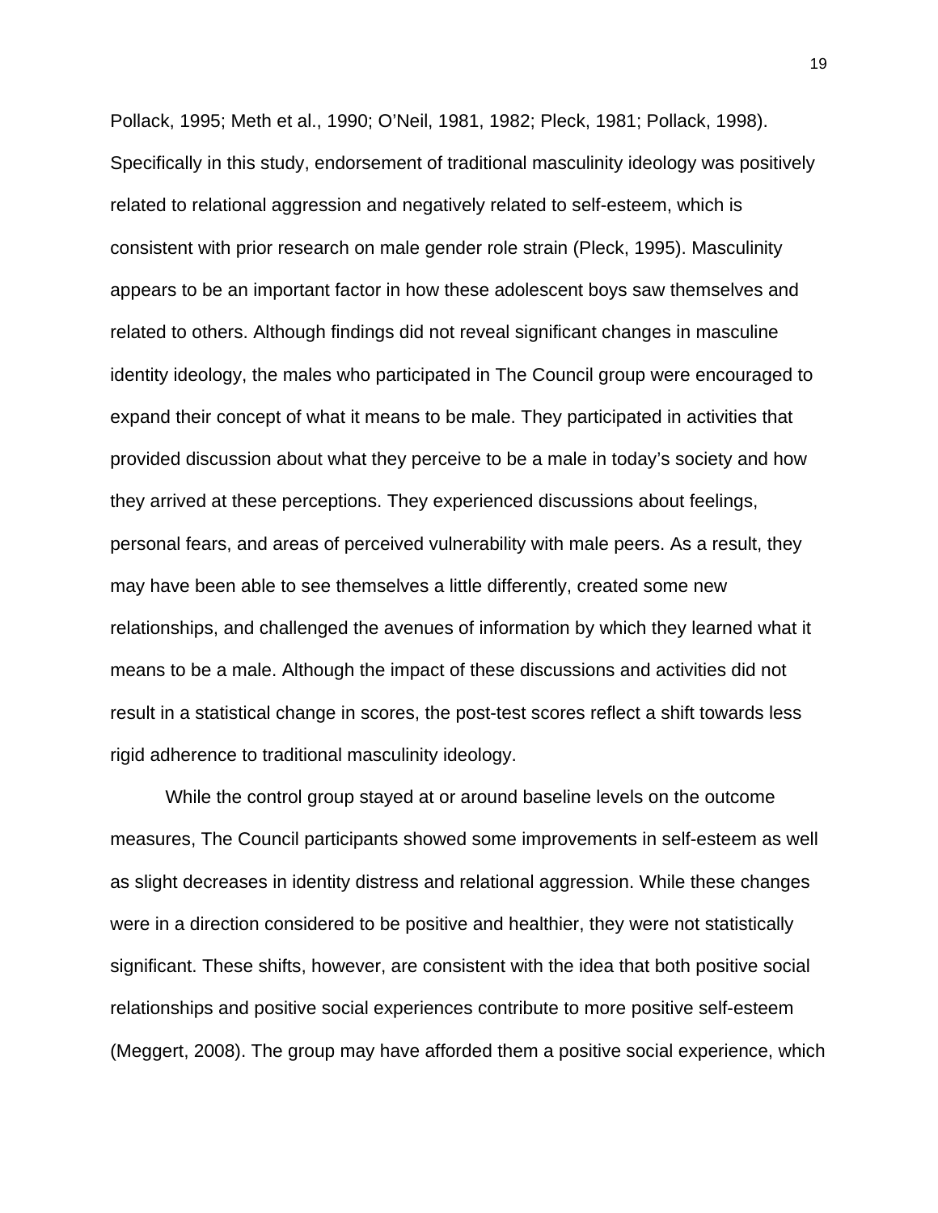Pollack, 1995; Meth et al., 1990; O'Neil, 1981, 1982; Pleck, 1981; Pollack, 1998). Specifically in this study, endorsement of traditional masculinity ideology was positively related to relational aggression and negatively related to self-esteem, which is consistent with prior research on male gender role strain (Pleck, 1995). Masculinity appears to be an important factor in how these adolescent boys saw themselves and related to others. Although findings did not reveal significant changes in masculine identity ideology, the males who participated in The Council group were encouraged to expand their concept of what it means to be male. They participated in activities that provided discussion about what they perceive to be a male in today's society and how they arrived at these perceptions. They experienced discussions about feelings, personal fears, and areas of perceived vulnerability with male peers. As a result, they may have been able to see themselves a little differently, created some new relationships, and challenged the avenues of information by which they learned what it means to be a male. Although the impact of these discussions and activities did not result in a statistical change in scores, the post-test scores reflect a shift towards less rigid adherence to traditional masculinity ideology.

While the control group stayed at or around baseline levels on the outcome measures, The Council participants showed some improvements in self-esteem as well as slight decreases in identity distress and relational aggression. While these changes were in a direction considered to be positive and healthier, they were not statistically significant. These shifts, however, are consistent with the idea that both positive social relationships and positive social experiences contribute to more positive self-esteem (Meggert, 2008). The group may have afforded them a positive social experience, which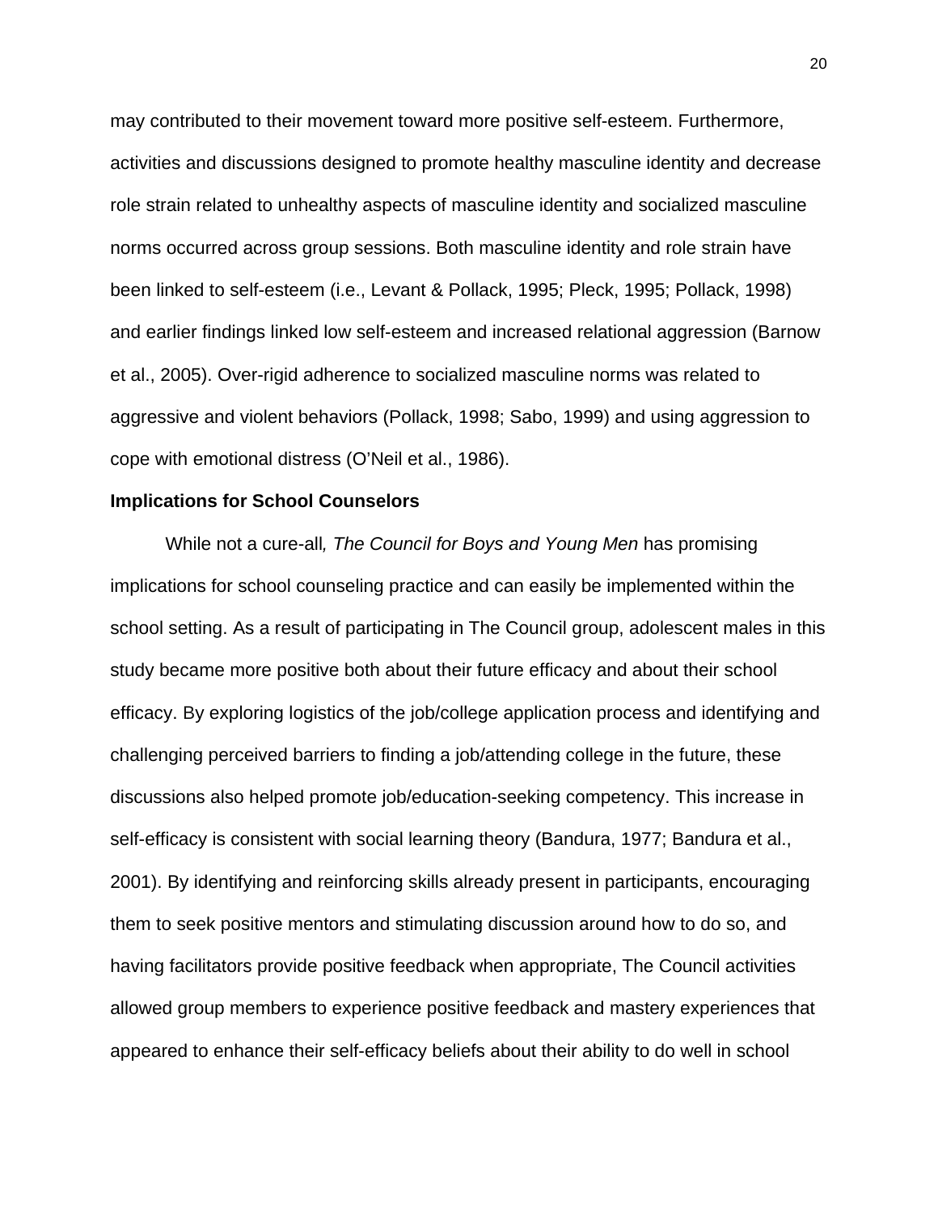may contributed to their movement toward more positive self-esteem. Furthermore, activities and discussions designed to promote healthy masculine identity and decrease role strain related to unhealthy aspects of masculine identity and socialized masculine norms occurred across group sessions. Both masculine identity and role strain have been linked to self-esteem (i.e., Levant & Pollack, 1995; Pleck, 1995; Pollack, 1998) and earlier findings linked low self-esteem and increased relational aggression (Barnow et al., 2005). Over-rigid adherence to socialized masculine norms was related to aggressive and violent behaviors (Pollack, 1998; Sabo, 1999) and using aggression to cope with emotional distress (O'Neil et al., 1986).

**Implications for School Counselors**

While not a cure-all*, The Council for Boys and Young Men* has promising implications for school counseling practice and can easily be implemented within the school setting. As a result of participating in The Council group, adolescent males in this study became more positive both about their future efficacy and about their school efficacy. By exploring logistics of the job/college application process and identifying and challenging perceived barriers to finding a job/attending college in the future, these discussions also helped promote job/education-seeking competency. This increase in self-efficacy is consistent with social learning theory (Bandura, 1977; Bandura et al., 2001). By identifying and reinforcing skills already present in participants, encouraging them to seek positive mentors and stimulating discussion around how to do so, and having facilitators provide positive feedback when appropriate, The Council activities allowed group members to experience positive feedback and mastery experiences that appeared to enhance their self-efficacy beliefs about their ability to do well in school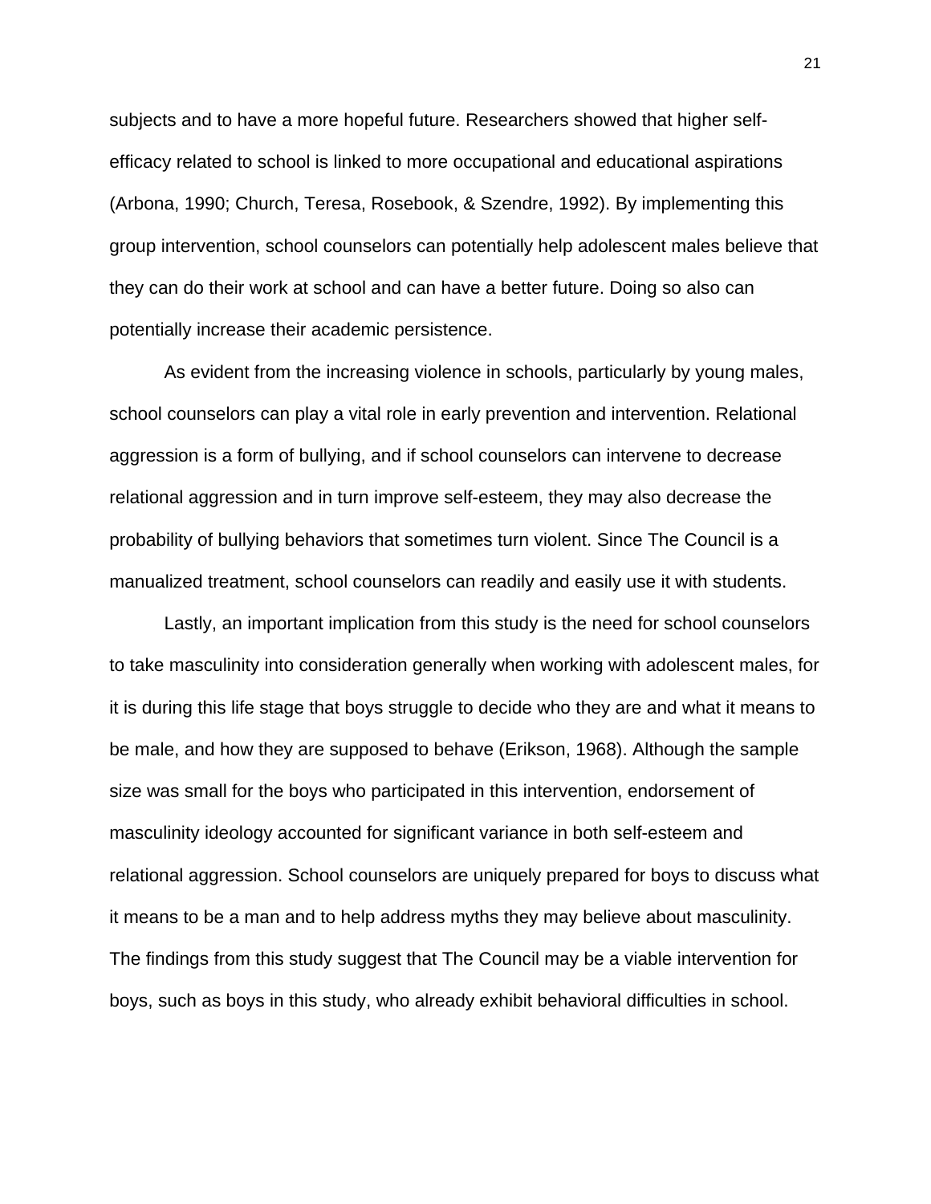subjects and to have a more hopeful future. Researchers showed that higher self-efficacy related to school is linked to more occupational and educational aspirations (Arbona, 1990; Church, Teresa, Rosebook, & Szendre, 1992). By implementing this group intervention, school counselors can potentially help adolescent males believe that they can do their work at school and can have a better future. Doing so also can potentially increase their academic persistence.

As evident from the increasing violence in schools, particularly by young males, school counselors can play a vital role in early prevention and intervention. Relational aggression is a form of bullying, and if school counselors can intervene to decrease relational aggression and in turn improve self-esteem, they may also decrease the probability of bullying behaviors that sometimes turn violent. Since The Council is a manualized treatment, school counselors can readily and easily use it with students.

Lastly, an important implication from this study is the need for school counselors to take masculinity into consideration generally when working with adolescent males, for it is during this life stage that boys struggle to decide who they are and what it means to be male, and how they are supposed to behave (Erikson, 1968). Although the sample size was small for the boys who participated in this intervention, endorsement of masculinity ideology accounted for significant variance in both self-esteem and relational aggression. School counselors are uniquely prepared for boys to discuss what it means to be a man and to help address myths they may believe about masculinity. The findings from this study suggest that The Council may be a viable intervention for boys, such as boys in this study, who already exhibit behavioral difficulties in school.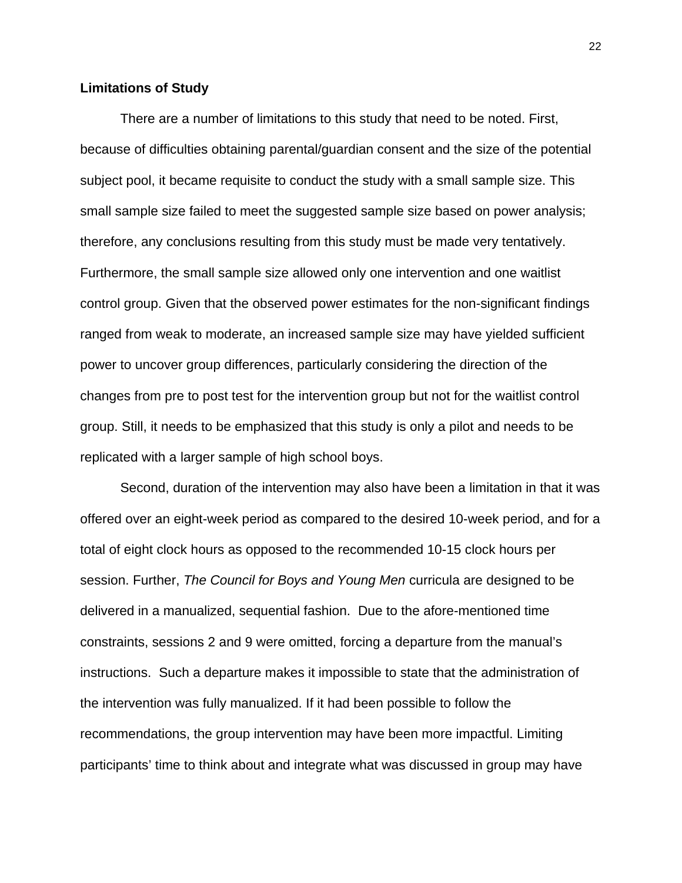**Limitations of Study**

There are a number of limitations to this study that need to be noted. First, because of difficulties obtaining parental/guardian consent and the size of the potential subject pool, it became requisite to conduct the study with a small sample size. This small sample size failed to meet the suggested sample size based on power analysis; therefore, any conclusions resulting from this study must be made very tentatively. Furthermore, the small sample size allowed only one intervention and one waitlist control group. Given that the observed power estimates for the non-significant findings ranged from weak to moderate, an increased sample size may have yielded sufficient power to uncover group differences, particularly considering the direction of the changes from pre to post test for the intervention group but not for the waitlist control group. Still, it needs to be emphasized that this study is only a pilot and needs to be replicated with a larger sample of high school boys.

Second, duration of the intervention may also have been a limitation in that it was offered over an eight-week period as compared to the desired 10-week period, and for a total of eight clock hours as opposed to the recommended 10-15 clock hours per session. Further, *The Council for Boys and Young Men* curricula are designed to be delivered in a manualized, sequential fashion. Due to the afore-mentioned time constraints, sessions 2 and 9 were omitted, forcing a departure from the manual's instructions. Such a departure makes it impossible to state that the administration of the intervention was fully manualized. If it had been possible to follow the recommendations, the group intervention may have been more impactful. Limiting participants' time to think about and integrate what was discussed in group may have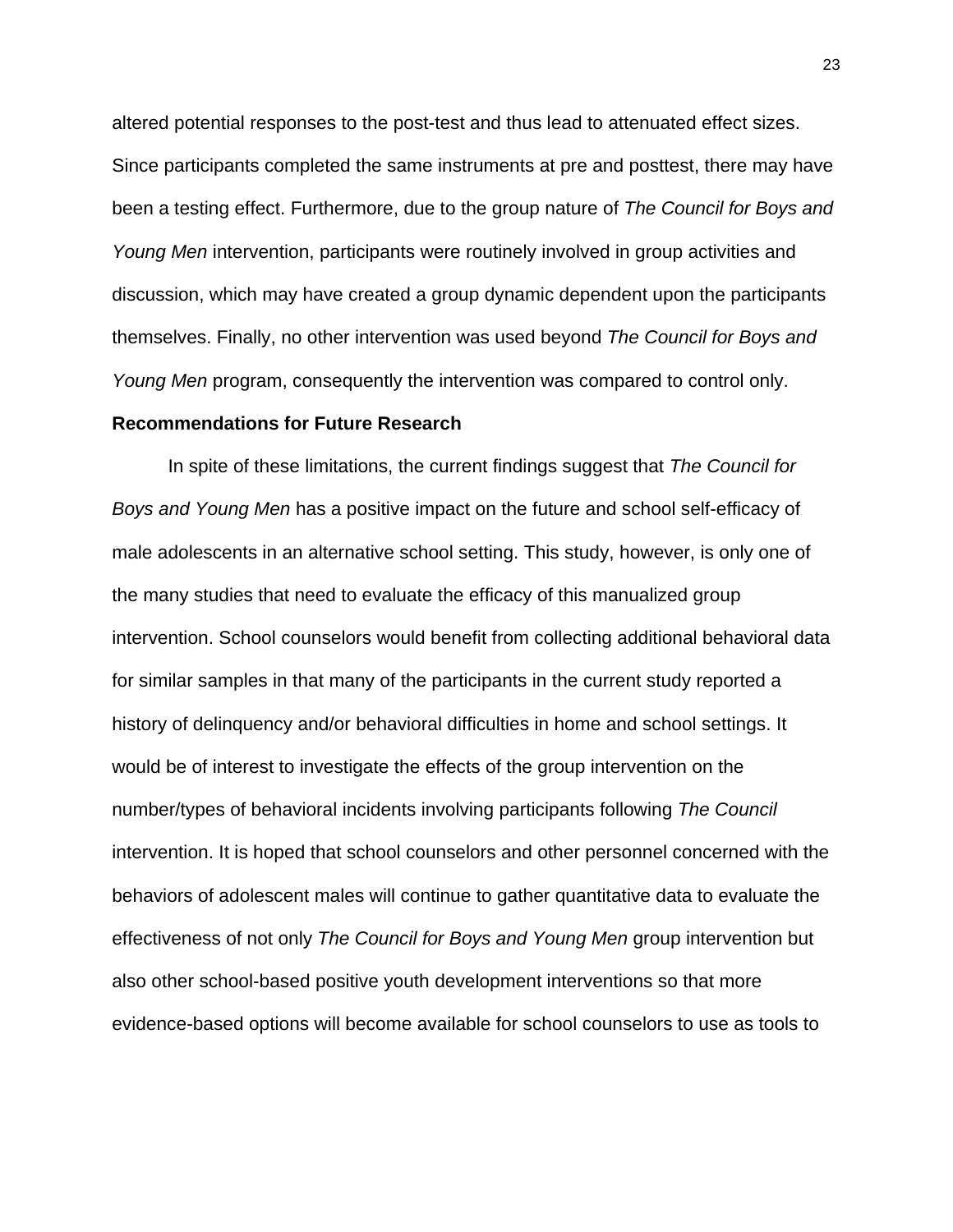altered potential responses to the post-test and thus lead to attenuated effect sizes. Since participants completed the same instruments at pre and posttest, there may have been a testing effect. Furthermore, due to the group nature of *The Council for Boys and Young Men* intervention, participants were routinely involved in group activities and discussion, which may have created a group dynamic dependent upon the participants themselves. Finally, no other intervention was used beyond *The Council for Boys and Young Men* program, consequently the intervention was compared to control only.

**Recommendations for Future Research**

In spite of these limitations, the current findings suggest that *The Council for Boys and Young Men* has a positive impact on the future and school self-efficacy of male adolescents in an alternative school setting. This study, however, is only one of the many studies that need to evaluate the efficacy of this manualized group intervention. School counselors would benefit from collecting additional behavioral data for similar samples in that many of the participants in the current study reported a history of delinquency and/or behavioral difficulties in home and school settings. It would be of interest to investigate the effects of the group intervention on the number/types of behavioral incidents involving participants following *The Council* intervention. It is hoped that school counselors and other personnel concerned with the behaviors of adolescent males will continue to gather quantitative data to evaluate the effectiveness of not only *The Council for Boys and Young Men* group intervention but also other school-based positive youth development interventions so that more evidence-based options will become available for school counselors to use as tools to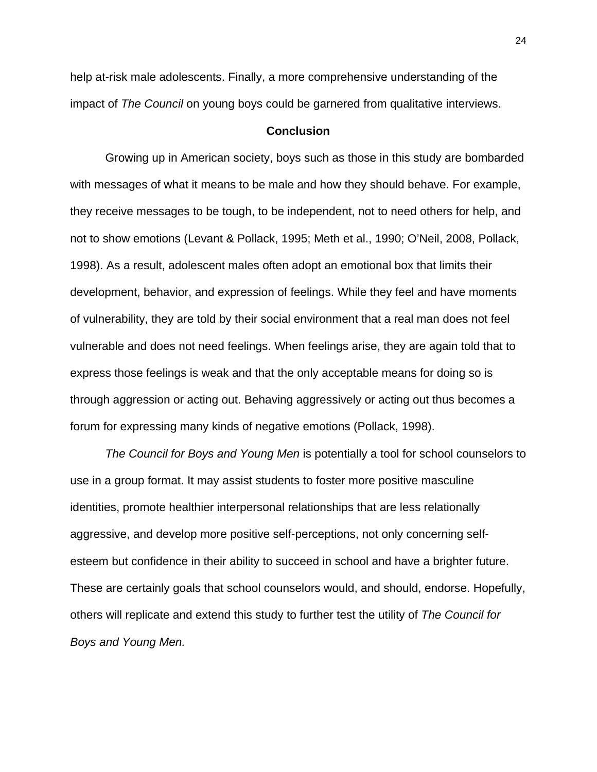help at-risk male adolescents. Finally, a more comprehensive understanding of the impact of *The Council* on young boys could be garnered from qualitative interviews.

## Conclusion

Growing up in American society, boys such as those in this study are bombarded with messages of what it means to be male and how they should behave. For example, they receive messages to be tough, to be independent, not to need others for help, and not to show emotions (Levant & Pollack, 1995; Meth et al., 1990; O'Neil, 2008, Pollack, 1998). As a result, adolescent males often adopt an emotional box that limits their development, behavior, and expression of feelings. While they feel and have moments of vulnerability, they are told by their social environment that a real man does not feel vulnerable and does not need feelings. When feelings arise, they are again told that to express those feelings is weak and that the only acceptable means for doing so is through aggression or acting out. Behaving aggressively or acting out thus becomes a forum for expressing many kinds of negative emotions (Pollack, 1998).

*The Council for Boys and Young Men* is potentially a tool for school counselors to use in a group format. It may assist students to foster more positive masculine identities, promote healthier interpersonal relationships that are less relationally aggressive, and develop more positive self-perceptions, not only concerning self-esteem but confidence in their ability to succeed in school and have a brighter future. These are certainly goals that school counselors would, and should, endorse. Hopefully, others will replicate and extend this study to further test the utility of *The Council for Boys and Young Men.*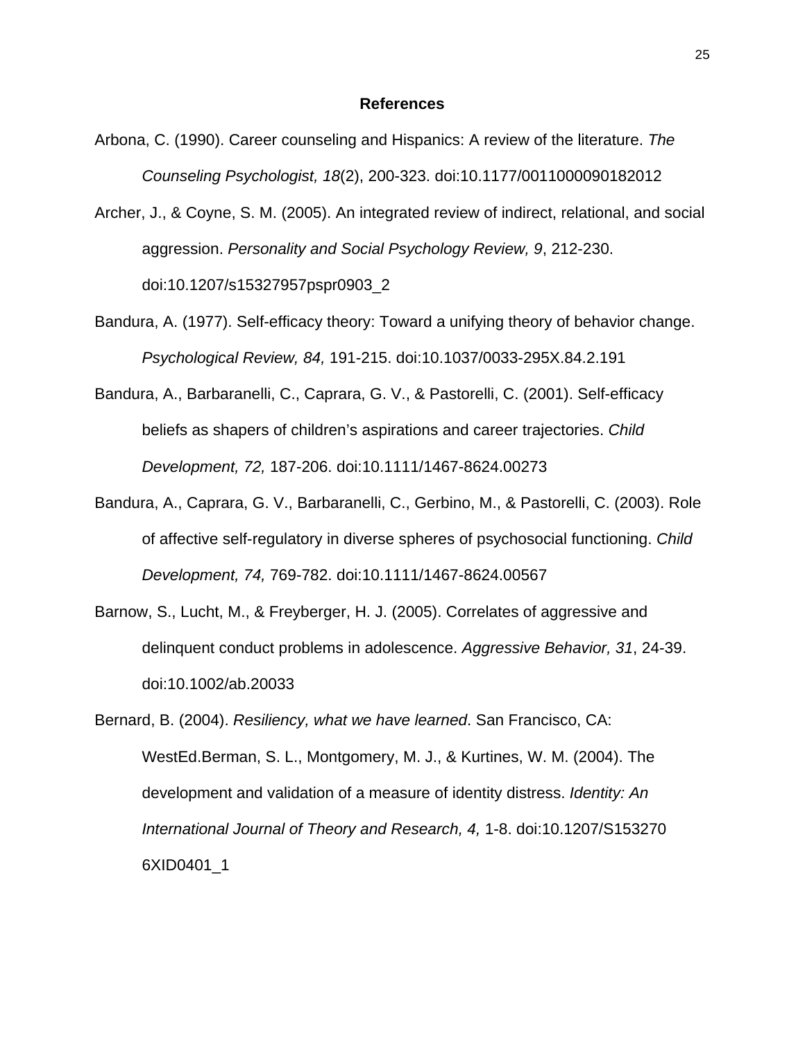# References

Arbona, C. (1990). Career counseling and Hispanics: A review of the literature. *The Counseling Psychologist, 18*(2), 200-323. doi:10.1177/0011000090182012

Archer, J., & Coyne, S. M. (2005). An integrated review of indirect, relational, and social aggression. *Personality and Social Psychology Review, 9*, 212-230. doi:10.1207/s15327957pspr0903_2

Bandura, A. (1977). Self-efficacy theory: Toward a unifying theory of behavior change. *Psychological Review, 84,* 191-215. doi:10.1037/0033-295X.84.2.191

Bandura, A., Barbaranelli, C., Caprara, G. V., & Pastorelli, C. (2001). Self-efficacy beliefs as shapers of children's aspirations and career trajectories. *Child Development, 72,* 187-206. doi:10.1111/1467-8624.00273

Bandura, A., Caprara, G. V., Barbaranelli, C., Gerbino, M., & Pastorelli, C. (2003). Role of affective self-regulatory in diverse spheres of psychosocial functioning. *Child Development, 74,* 769-782. doi:10.1111/1467-8624.00567

Barnow, S., Lucht, M., & Freyberger, H. J. (2005). Correlates of aggressive and delinquent conduct problems in adolescence. *Aggressive Behavior, 31*, 24-39. doi:10.1002/ab.20033

Bernard, B. (2004). *Resiliency, what we have learned*. San Francisco, CA: WestEd.Berman, S. L., Montgomery, M. J., & Kurtines, W. M. (2004). The development and validation of a measure of identity distress. *Identity: An International Journal of Theory and Research, 4,* 1-8. doi:10.1207/S153270 6XID0401_1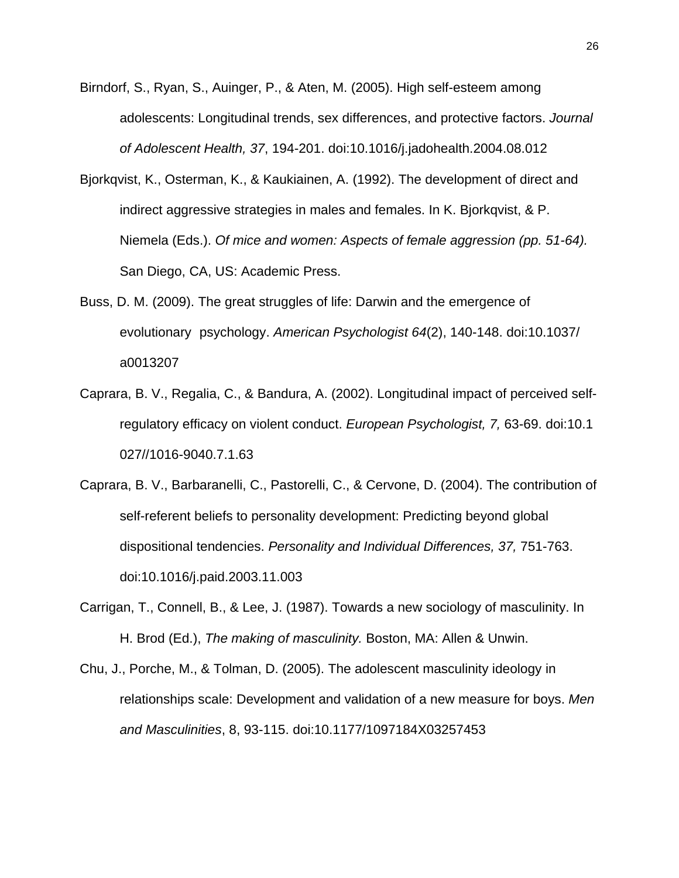Birndorf, S., Ryan, S., Auinger, P., & Aten, M. (2005). High self-esteem among adolescents: Longitudinal trends, sex differences, and protective factors. *Journal of Adolescent Health, 37*, 194-201. doi:10.1016/j.jadohealth.2004.08.012

Bjorkqvist, K., Osterman, K., & Kaukiainen, A. (1992). The development of direct and indirect aggressive strategies in males and females. In K. Bjorkqvist, & P. Niemela (Eds.). *Of mice and women: Aspects of female aggression (pp. 51-64).* San Diego, CA, US: Academic Press.

Buss, D. M. (2009). The great struggles of life: Darwin and the emergence of evolutionary psychology. *American Psychologist 64*(2), 140-148. doi:10.1037/ a0013207

Caprara, B. V., Regalia, C., & Bandura, A. (2002). Longitudinal impact of perceived self-regulatory efficacy on violent conduct. *European Psychologist, 7,* 63-69. doi:10.1 027//1016-9040.7.1.63

Caprara, B. V., Barbaranelli, C., Pastorelli, C., & Cervone, D. (2004). The contribution of self-referent beliefs to personality development: Predicting beyond global dispositional tendencies. *Personality and Individual Differences, 37,* 751-763. doi:10.1016/j.paid.2003.11.003

Carrigan, T., Connell, B., & Lee, J. (1987). Towards a new sociology of masculinity. In H. Brod (Ed.), *The making of masculinity.* Boston, MA: Allen & Unwin.

Chu, J., Porche, M., & Tolman, D. (2005). The adolescent masculinity ideology in relationships scale: Development and validation of a new measure for boys. *Men and Masculinities*, 8, 93-115. doi:10.1177/1097184X03257453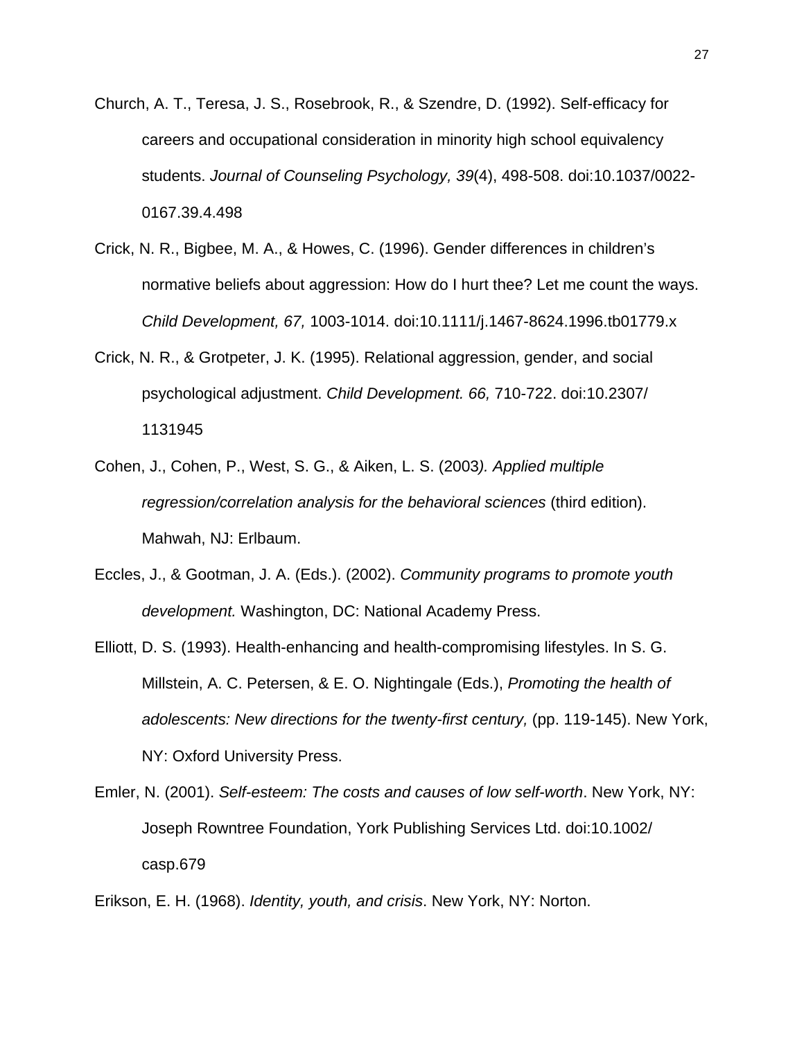Church, A. T., Teresa, J. S., Rosebrook, R., & Szendre, D. (1992). Self-efficacy for careers and occupational consideration in minority high school equivalency students. *Journal of Counseling Psychology, 39*(4), 498-508. doi:10.1037/0022-0167.39.4.498

Crick, N. R., Bigbee, M. A., & Howes, C. (1996). Gender differences in children's normative beliefs about aggression: How do I hurt thee? Let me count the ways. *Child Development, 67,* 1003-1014. doi:10.1111/j.1467-8624.1996.tb01779.x

Crick, N. R., & Grotpeter, J. K. (1995). Relational aggression, gender, and social psychological adjustment. *Child Development. 66,* 710-722. doi:10.2307/1131945

Cohen, J., Cohen, P., West, S. G., & Aiken, L. S. (2003*). Applied multiple regression/correlation analysis for the behavioral sciences* (third edition). Mahwah, NJ: Erlbaum.

Eccles, J., & Gootman, J. A. (Eds.). (2002). *Community programs to promote youth development.* Washington, DC: National Academy Press.

Elliott, D. S. (1993). Health-enhancing and health-compromising lifestyles. In S. G. Millstein, A. C. Petersen, & E. O. Nightingale (Eds.), *Promoting the health of adolescents: New directions for the twenty-first century,* (pp. 119-145). New York, NY: Oxford University Press.

Emler, N. (2001). *Self-esteem: The costs and causes of low self-worth*. New York, NY: Joseph Rowntree Foundation, York Publishing Services Ltd. doi:10.1002/casp.679

Erikson, E. H. (1968). *Identity, youth, and crisis*. New York, NY: Norton.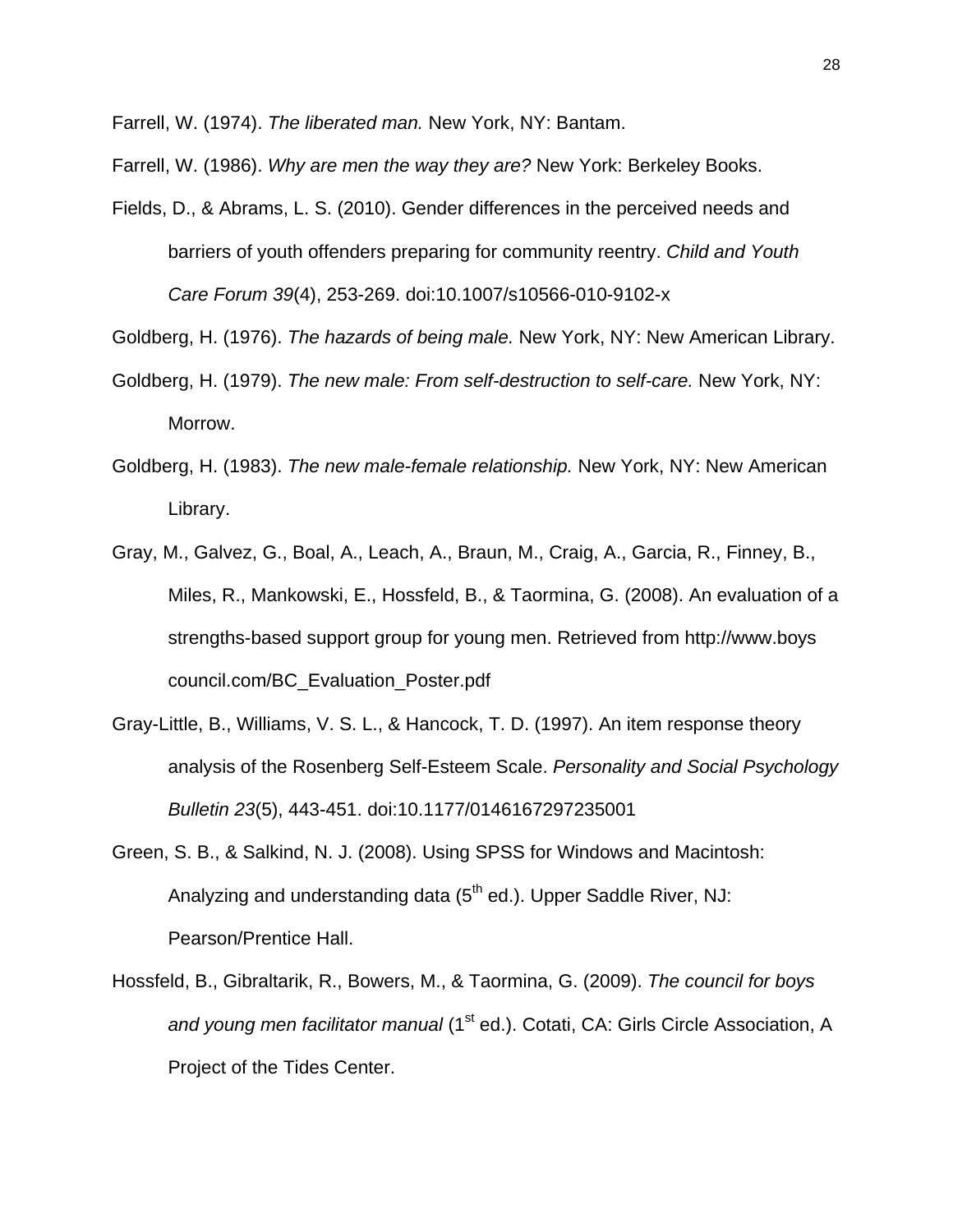Farrell, W. (1974). *The liberated man.* New York, NY: Bantam.

Farrell, W. (1986). *Why are men the way they are?* New York: Berkeley Books.

Fields, D., & Abrams, L. S. (2010). Gender differences in the perceived needs and barriers of youth offenders preparing for community reentry. *Child and Youth Care Forum 39*(4), 253-269. doi:10.1007/s10566-010-9102-x

Goldberg, H. (1976). *The hazards of being male.* New York, NY: New American Library.

Goldberg, H. (1979). *The new male: From self-destruction to self-care.* New York, NY: Morrow.

Goldberg, H. (1983). *The new male-female relationship.* New York, NY: New American Library.

Gray, M., Galvez, G., Boal, A., Leach, A., Braun, M., Craig, A., Garcia, R., Finney, B., Miles, R., Mankowski, E., Hossfeld, B., & Taormina, G. (2008). An evaluation of a strengths-based support group for young men. Retrieved from http://www.boys council.com/BC_Evaluation_Poster.pdf

Gray-Little, B., Williams, V. S. L., & Hancock, T. D. (1997). An item response theory analysis of the Rosenberg Self-Esteem Scale. *Personality and Social Psychology Bulletin 23*(5), 443-451. doi:10.1177/0146167297235001

Green, S. B., & Salkind, N. J. (2008). Using SPSS for Windows and Macintosh: Analyzing and understanding data (5th ed.). Upper Saddle River, NJ: Pearson/Prentice Hall.

Hossfeld, B., Gibraltarik, R., Bowers, M., & Taormina, G. (2009). *The council for boys and young men facilitator manual* (1st ed.). Cotati, CA: Girls Circle Association, A Project of the Tides Center.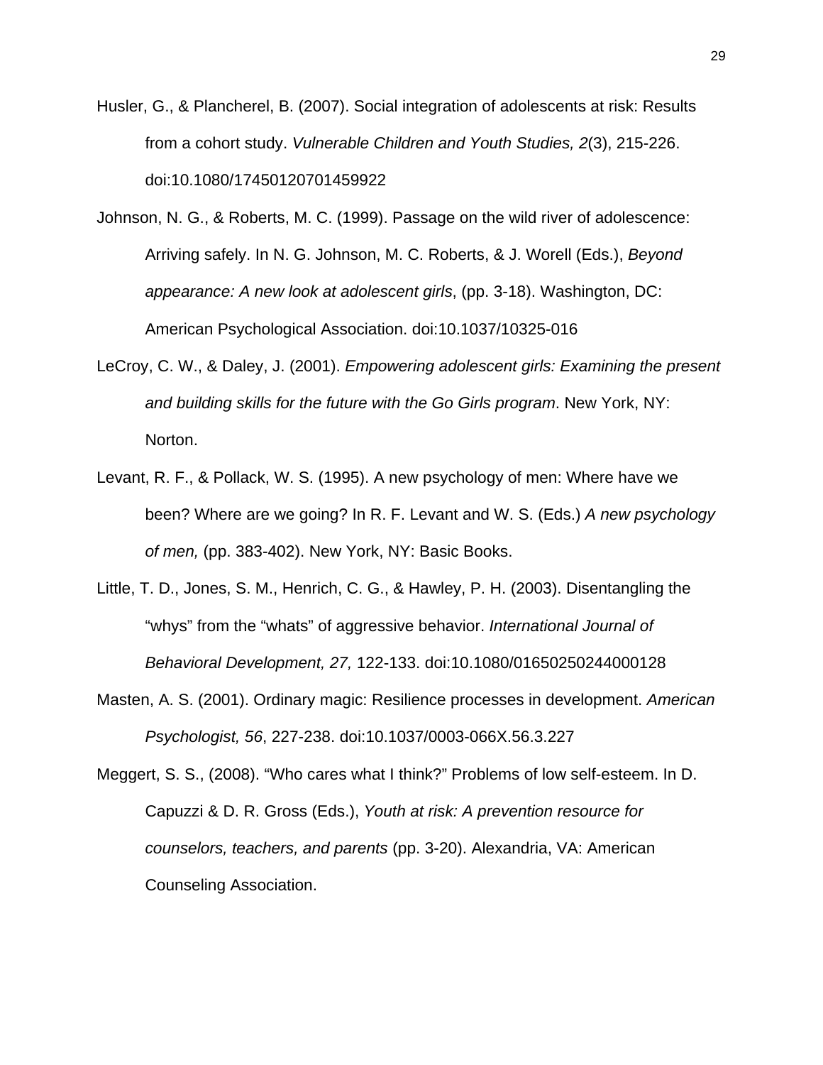Husler, G., & Plancherel, B. (2007). Social integration of adolescents at risk: Results from a cohort study. *Vulnerable Children and Youth Studies, 2*(3), 215-226. doi:10.1080/17450120701459922

Johnson, N. G., & Roberts, M. C. (1999). Passage on the wild river of adolescence: Arriving safely. In N. G. Johnson, M. C. Roberts, & J. Worell (Eds.), *Beyond appearance: A new look at adolescent girls*, (pp. 3-18). Washington, DC: American Psychological Association. doi:10.1037/10325-016

LeCroy, C. W., & Daley, J. (2001). *Empowering adolescent girls: Examining the present and building skills for the future with the Go Girls program*. New York, NY: Norton.

Levant, R. F., & Pollack, W. S. (1995). A new psychology of men: Where have we been? Where are we going? In R. F. Levant and W. S. (Eds.) *A new psychology of men,* (pp. 383-402). New York, NY: Basic Books.

Little, T. D., Jones, S. M., Henrich, C. G., & Hawley, P. H. (2003). Disentangling the “whys” from the “whats” of aggressive behavior. *International Journal of Behavioral Development, 27,* 122-133. doi:10.1080/01650250244000128

Masten, A. S. (2001). Ordinary magic: Resilience processes in development. *American Psychologist, 56*, 227-238. doi:10.1037/0003-066X.56.3.227

Meggert, S. S., (2008). “Who cares what I think?” Problems of low self-esteem. In D. Capuzzi & D. R. Gross (Eds.), *Youth at risk: A prevention resource for counselors, teachers, and parents* (pp. 3-20). Alexandria, VA: American Counseling Association.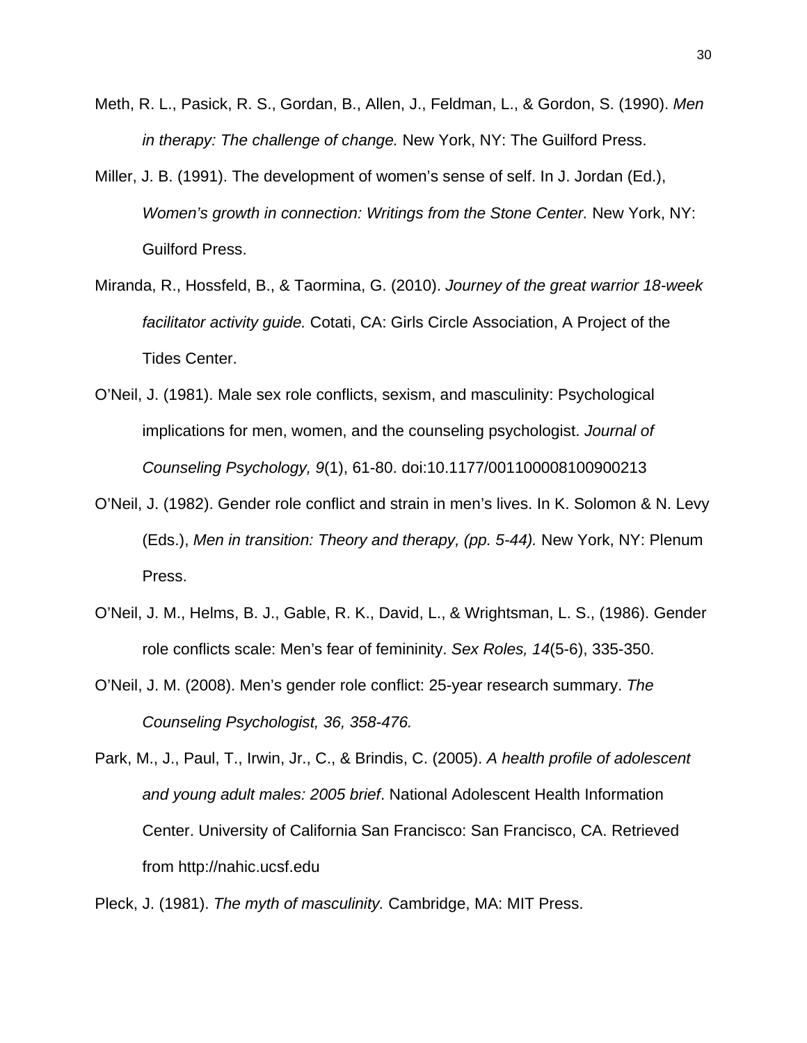Meth, R. L., Pasick, R. S., Gordan, B., Allen, J., Feldman, L., & Gordon, S. (1990). *Men in therapy: The challenge of change.* New York, NY: The Guilford Press.

Miller, J. B. (1991). The development of women's sense of self. In J. Jordan (Ed.), *Women's growth in connection: Writings from the Stone Center.* New York, NY: Guilford Press.

Miranda, R., Hossfeld, B., & Taormina, G. (2010). *Journey of the great warrior 18-week facilitator activity guide.* Cotati, CA: Girls Circle Association, A Project of the Tides Center.

O'Neil, J. (1981). Male sex role conflicts, sexism, and masculinity: Psychological implications for men, women, and the counseling psychologist. *Journal of Counseling Psychology, 9*(1), 61-80. doi:10.1177/001100008100900213

O'Neil, J. (1982). Gender role conflict and strain in men's lives. In K. Solomon & N. Levy (Eds.), *Men in transition: Theory and therapy, (pp. 5-44).* New York, NY: Plenum Press.

O'Neil, J. M., Helms, B. J., Gable, R. K., David, L., & Wrightsman, L. S., (1986). Gender role conflicts scale: Men's fear of femininity. *Sex Roles, 14*(5-6), 335-350.

O'Neil, J. M. (2008). Men's gender role conflict: 25-year research summary. *The Counseling Psychologist, 36, 358-476.*

Park, M., J., Paul, T., Irwin, Jr., C., & Brindis, C. (2005). *A health profile of adolescent and young adult males: 2005 brief*. National Adolescent Health Information Center. University of California San Francisco: San Francisco, CA. Retrieved from http://nahic.ucsf.edu

Pleck, J. (1981). *The myth of masculinity.* Cambridge, MA: MIT Press.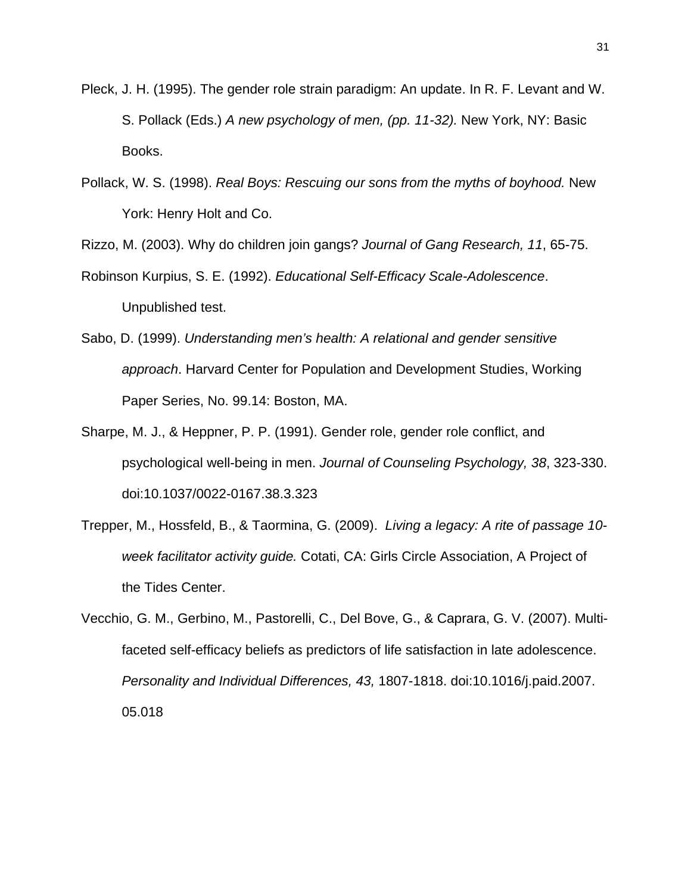Pleck, J. H. (1995). The gender role strain paradigm: An update. In R. F. Levant and W. S. Pollack (Eds.) *A new psychology of men, (pp. 11-32).* New York, NY: Basic Books.

Pollack, W. S. (1998). *Real Boys: Rescuing our sons from the myths of boyhood.* New York: Henry Holt and Co.

Rizzo, M. (2003). Why do children join gangs? *Journal of Gang Research, 11*, 65-75.

Robinson Kurpius, S. E. (1992). *Educational Self-Efficacy Scale-Adolescence*. Unpublished test.

Sabo, D. (1999). *Understanding men's health: A relational and gender sensitive approach*. Harvard Center for Population and Development Studies, Working Paper Series, No. 99.14: Boston, MA.

Sharpe, M. J., & Heppner, P. P. (1991). Gender role, gender role conflict, and psychological well-being in men. *Journal of Counseling Psychology, 38*, 323-330. doi:10.1037/0022-0167.38.3.323

Trepper, M., Hossfeld, B., & Taormina, G. (2009). *Living a legacy: A rite of passage 10-week facilitator activity guide.* Cotati, CA: Girls Circle Association, A Project of the Tides Center.

Vecchio, G. M., Gerbino, M., Pastorelli, C., Del Bove, G., & Caprara, G. V. (2007). Multi-faceted self-efficacy beliefs as predictors of life satisfaction in late adolescence. *Personality and Individual Differences, 43,* 1807-1818. doi:10.1016/j.paid.2007.05.018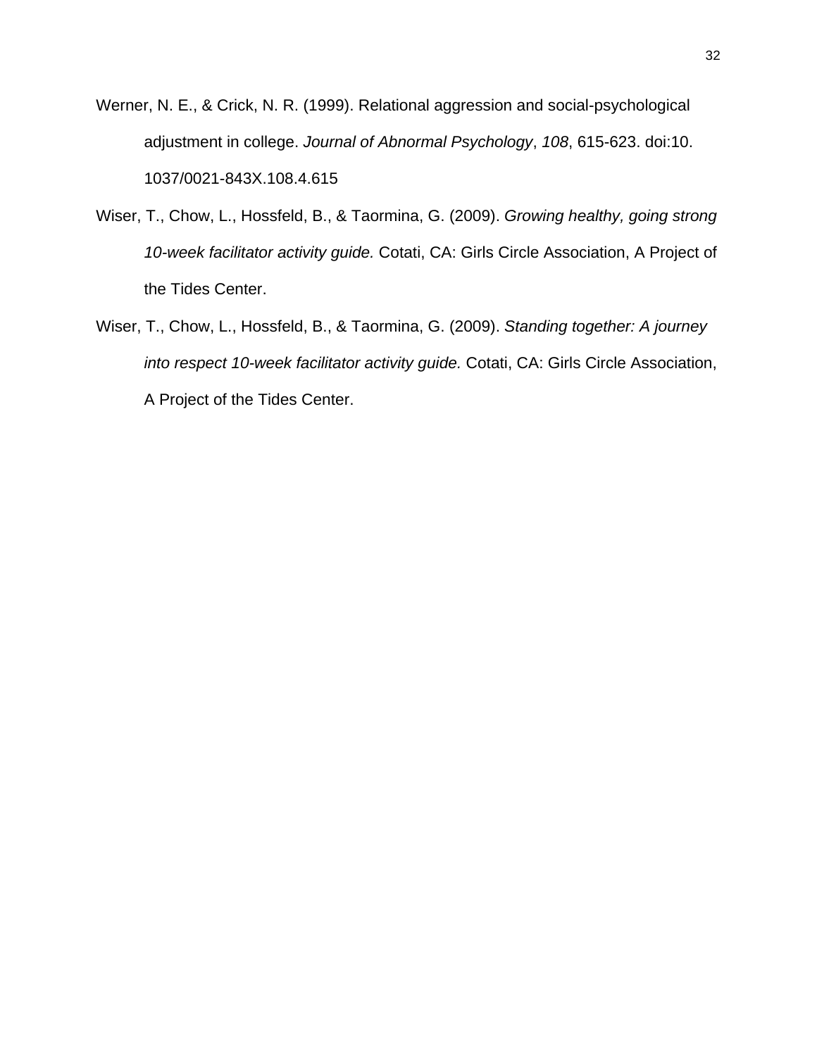Werner, N. E., & Crick, N. R. (1999). Relational aggression and social-psychological adjustment in college. *Journal of Abnormal Psychology*, *108*, 615-623. doi:10. 1037/0021-843X.108.4.615

Wiser, T., Chow, L., Hossfeld, B., & Taormina, G. (2009). *Growing healthy, going strong 10-week facilitator activity guide.* Cotati, CA: Girls Circle Association, A Project of the Tides Center.

Wiser, T., Chow, L., Hossfeld, B., & Taormina, G. (2009). *Standing together: A journey into respect 10-week facilitator activity guide.* Cotati, CA: Girls Circle Association, A Project of the Tides Center.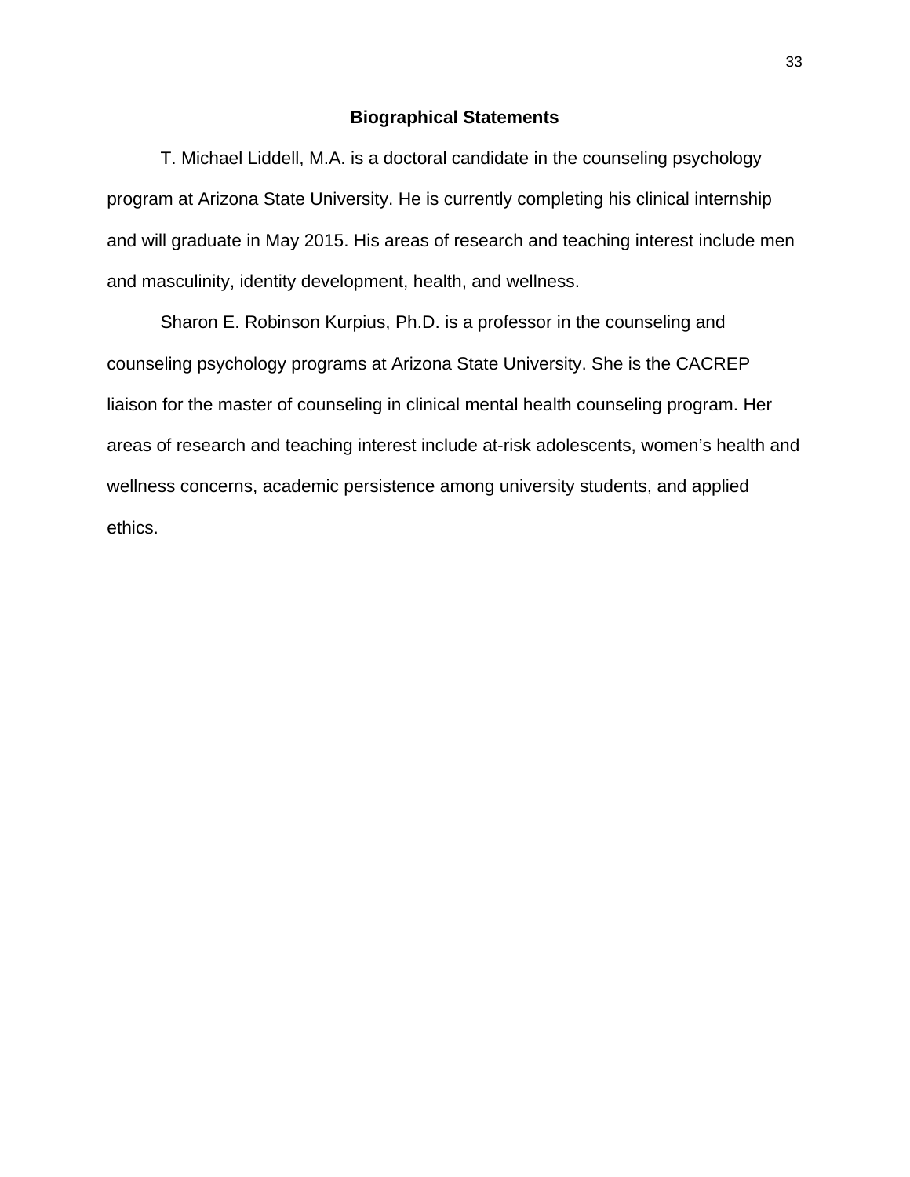## Biographical Statements

T. Michael Liddell, M.A. is a doctoral candidate in the counseling psychology program at Arizona State University. He is currently completing his clinical internship and will graduate in May 2015. His areas of research and teaching interest include men and masculinity, identity development, health, and wellness.

Sharon E. Robinson Kurpius, Ph.D. is a professor in the counseling and counseling psychology programs at Arizona State University. She is the CACREP liaison for the master of counseling in clinical mental health counseling program. Her areas of research and teaching interest include at-risk adolescents, women's health and wellness concerns, academic persistence among university students, and applied ethics.